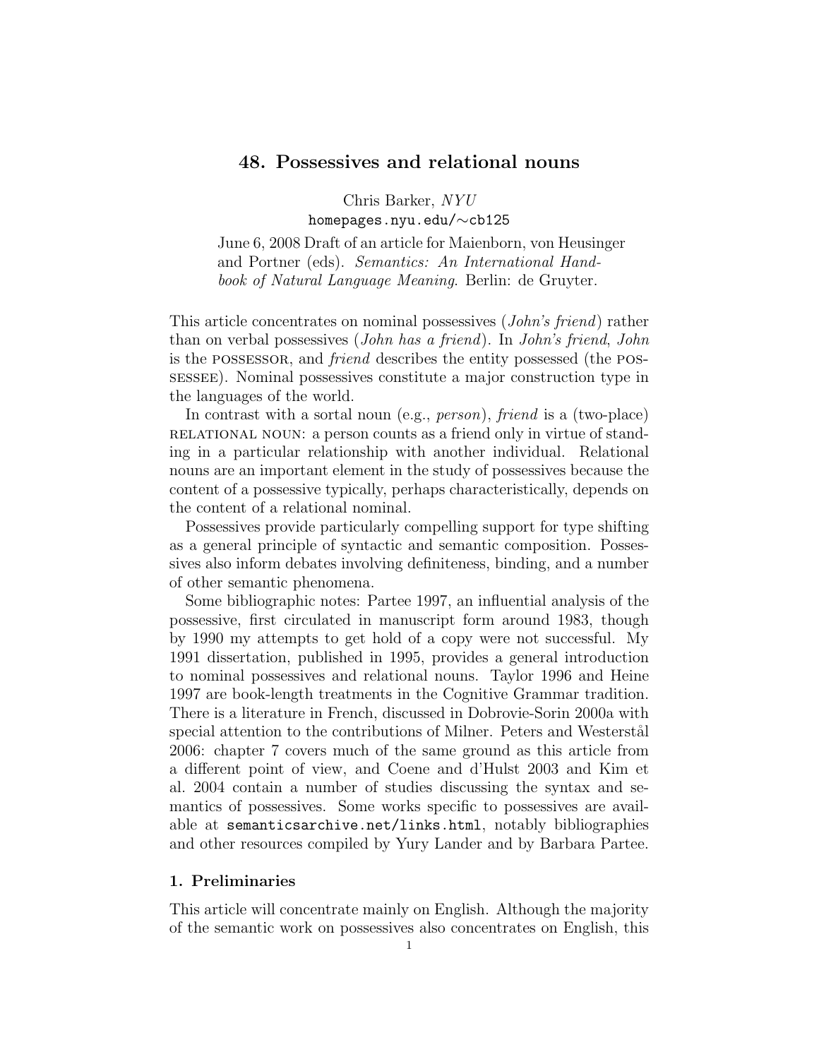# 48. Possessives and relational nouns

Chris Barker, *NYU*
homepages.nyu.edu/∼cb125

June 6, 2008 Draft of an article for Maienborn, von Heusinger and Portner (eds). *Semantics: An International Handbook of Natural Language Meaning*. Berlin: de Gruyter.

This article concentrates on nominal possessives (*John's friend*) rather than on verbal possessives (*John has a friend*). In *John's friend*, *John* is the POSSESSOR, and *friend* describes the entity possessed (the POSSESSEE). Nominal possessives constitute a major construction type in the languages of the world.

In contrast with a sortal noun (e.g., *person*), *friend* is a (two-place) RELATIONAL NOUN: a person counts as a friend only in virtue of standing in a particular relationship with another individual. Relational nouns are an important element in the study of possessives because the content of a possessive typically, perhaps characteristically, depends on the content of a relational nominal.

Possessives provide particularly compelling support for type shifting as a general principle of syntactic and semantic composition. Possessives also inform debates involving definiteness, binding, and a number of other semantic phenomena.

Some bibliographic notes: Partee 1997, an influential analysis of the possessive, first circulated in manuscript form around 1983, though by 1990 my attempts to get hold of a copy were not successful. My 1991 dissertation, published in 1995, provides a general introduction to nominal possessives and relational nouns. Taylor 1996 and Heine 1997 are book-length treatments in the Cognitive Grammar tradition. There is a literature in French, discussed in Dobrovie-Sorin 2000a with special attention to the contributions of Milner. Peters and Westerståhl 2006: chapter 7 covers much of the same ground as this article from a different point of view, and Coene and d'Hulst 2003 and Kim et al. 2004 contain a number of studies discussing the syntax and semantics of possessives. Some works specific to possessives are available at semanticsarchive.net/links.html, notably bibliographies and other resources compiled by Yury Lander and by Barbara Partee.

## 1. Preliminaries

This article will concentrate mainly on English. Although the majority of the semantic work on possessives also concentrates on English, this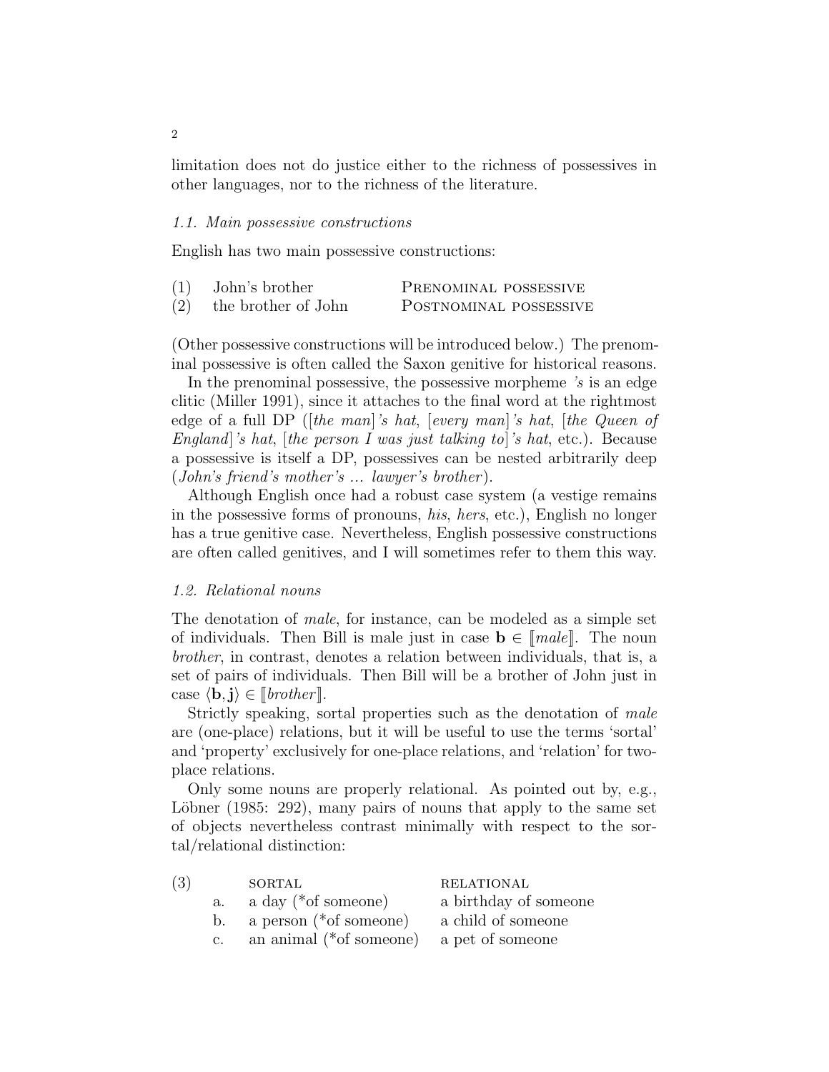limitation does not do justice either to the richness of possessives in other languages, nor to the richness of the literature.

### *1.1. Main possessive constructions*

English has two main possessive constructions:

| | | |
|---|---|---|
| (1) | John's brother | PRENOMINAL POSSESSIVE |
| (2) | the brother of John | POSTNOMINAL POSSESSIVE |

(Other possessive constructions will be introduced below.) The prenominal possessive is often called the Saxon genitive for historical reasons.

In the prenominal possessive, the possessive morpheme *'s* is an edge clitic (Miller 1991), since it attaches to the final word at the rightmost edge of a full DP ([*the man*]*'s hat*, [*every man*]*'s hat*, [*the Queen of England*]*'s hat*, [*the person I was just talking to*]*'s hat*, etc.). Because a possessive is itself a DP, possessives can be nested arbitrarily deep (*John's friend's mother's ... lawyer's brother*).

Although English once had a robust case system (a vestige remains in the possessive forms of pronouns, *his*, *hers*, etc.), English no longer has a true genitive case. Nevertheless, English possessive constructions are often called genitives, and I will sometimes refer to them this way.

### *1.2. Relational nouns*

The denotation of *male*, for instance, can be modeled as a simple set of individuals. Then Bill is male just in case $\mathbf{b} \in [\![male]\!]$. The noun *brother*, in contrast, denotes a relation between individuals, that is, a set of pairs of individuals. Then Bill will be a brother of John just in case $\langle \mathbf{b}, \mathbf{j} \rangle \in [\![brother]\!]$.

Strictly speaking, sortal properties such as the denotation of *male* are (one-place) relations, but it will be useful to use the terms 'sortal' and 'property' exclusively for one-place relations, and 'relation' for two-place relations.

Only some nouns are properly relational. As pointed out by, e.g., Löbner (1985: 292), many pairs of nouns that apply to the same set of objects nevertheless contrast minimally with respect to the sortal/relational distinction:

| (3) | | SORTAL | RELATIONAL |
|---|---|---|---|
| | a. | a day (*of someone) | a birthday of someone |
| | b. | a person (*of someone) | a child of someone |
| | c. | an animal (*of someone) | a pet of someone |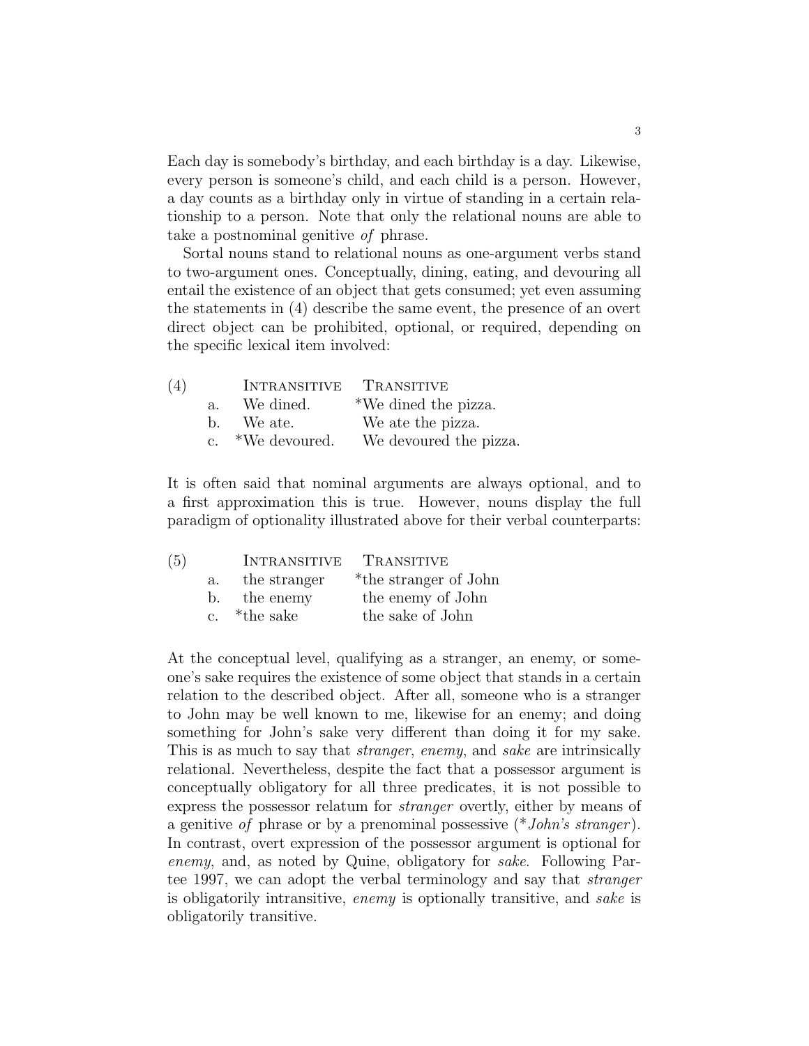Each day is somebody's birthday, and each birthday is a day. Likewise, every person is someone's child, and each child is a person. However, a day counts as a birthday only in virtue of standing in a certain relationship to a person. Note that only the relational nouns are able to take a postnominal genitive *of* phrase.

Sortal nouns stand to relational nouns as one-argument verbs stand to two-argument ones. Conceptually, dining, eating, and devouring all entail the existence of an object that gets consumed; yet even assuming the statements in (4) describe the same event, the presence of an overt direct object can be prohibited, optional, or required, depending on the specific lexical item involved:

| (4) | | Intransitive | Transitive |
|---|---|---|---|
| | a. | We dined. | *We dined the pizza. |
| | b. | We ate. | We ate the pizza. |
| | c. | *We devoured. | We devoured the pizza. |

It is often said that nominal arguments are always optional, and to a first approximation this is true. However, nouns display the full paradigm of optionality illustrated above for their verbal counterparts:

| (5) | | Intransitive | Transitive |
|---|---|---|---|
| | a. | the stranger | *the stranger of John |
| | b. | the enemy | the enemy of John |
| | c. | *the sake | the sake of John |

At the conceptual level, qualifying as a stranger, an enemy, or someone's sake requires the existence of some object that stands in a certain relation to the described object. After all, someone who is a stranger to John may be well known to me, likewise for an enemy; and doing something for John's sake very different than doing it for my sake. This is as much to say that *stranger*, *enemy*, and *sake* are intrinsically relational. Nevertheless, despite the fact that a possessor argument is conceptually obligatory for all three predicates, it is not possible to express the possessor relatum for *stranger* overtly, either by means of a genitive *of* phrase or by a prenominal possessive (**John's stranger*). In contrast, overt expression of the possessor argument is optional for *enemy*, and, as noted by Quine, obligatory for *sake*. Following Partee 1997, we can adopt the verbal terminology and say that *stranger* is obligatorily intransitive, *enemy* is optionally transitive, and *sake* is obligatorily transitive.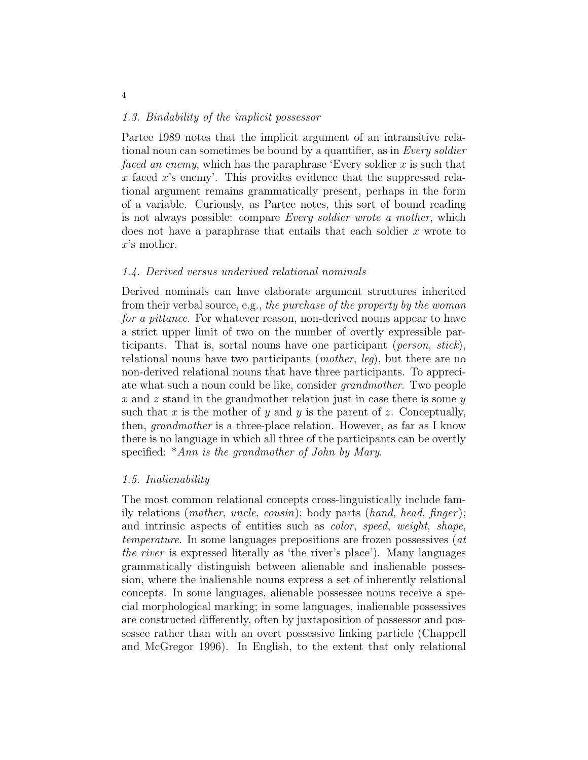### *1.3. Bindability of the implicit possessor*

Partee 1989 notes that the implicit argument of an intransitive relational noun can sometimes be bound by a quantifier, as in *Every soldier faced an enemy*, which has the paraphrase 'Every soldier $x$ is such that $x$ faced $x$'s enemy'. This provides evidence that the suppressed relational argument remains grammatically present, perhaps in the form of a variable. Curiously, as Partee notes, this sort of bound reading is not always possible: compare *Every soldier wrote a mother*, which does not have a paraphrase that entails that each soldier $x$ wrote to $x$'s mother.

### *1.4. Derived versus underived relational nominals*

Derived nominals can have elaborate argument structures inherited from their verbal source, e.g., *the purchase of the property by the woman for a pittance*. For whatever reason, non-derived nouns appear to have a strict upper limit of two on the number of overtly expressible participants. That is, sortal nouns have one participant (*person*, *stick*), relational nouns have two participants (*mother*, *leg*), but there are no non-derived relational nouns that have three participants. To appreciate what such a noun could be like, consider *grandmother*. Two people $x$ and $z$ stand in the grandmother relation just in case there is some $y$ such that $x$ is the mother of $y$ and $y$ is the parent of $z$. Conceptually, then, *grandmother* is a three-place relation. However, as far as I know there is no language in which all three of the participants can be overtly specified: \**Ann is the grandmother of John by Mary*.

### *1.5. Inalienability*

The most common relational concepts cross-linguistically include family relations (*mother*, *uncle*, *cousin*); body parts (*hand*, *head*, *finger*); and intrinsic aspects of entities such as *color*, *speed*, *weight*, *shape*, *temperature*. In some languages prepositions are frozen possessives (*at the river* is expressed literally as 'the river's place'). Many languages grammatically distinguish between alienable and inalienable possession, where the inalienable nouns express a set of inherently relational concepts. In some languages, alienable possessee nouns receive a special morphological marking; in some languages, inalienable possessives are constructed differently, often by juxtaposition of possessor and possessee rather than with an overt possessive linking particle (Chappell and McGregor 1996). In English, to the extent that only relational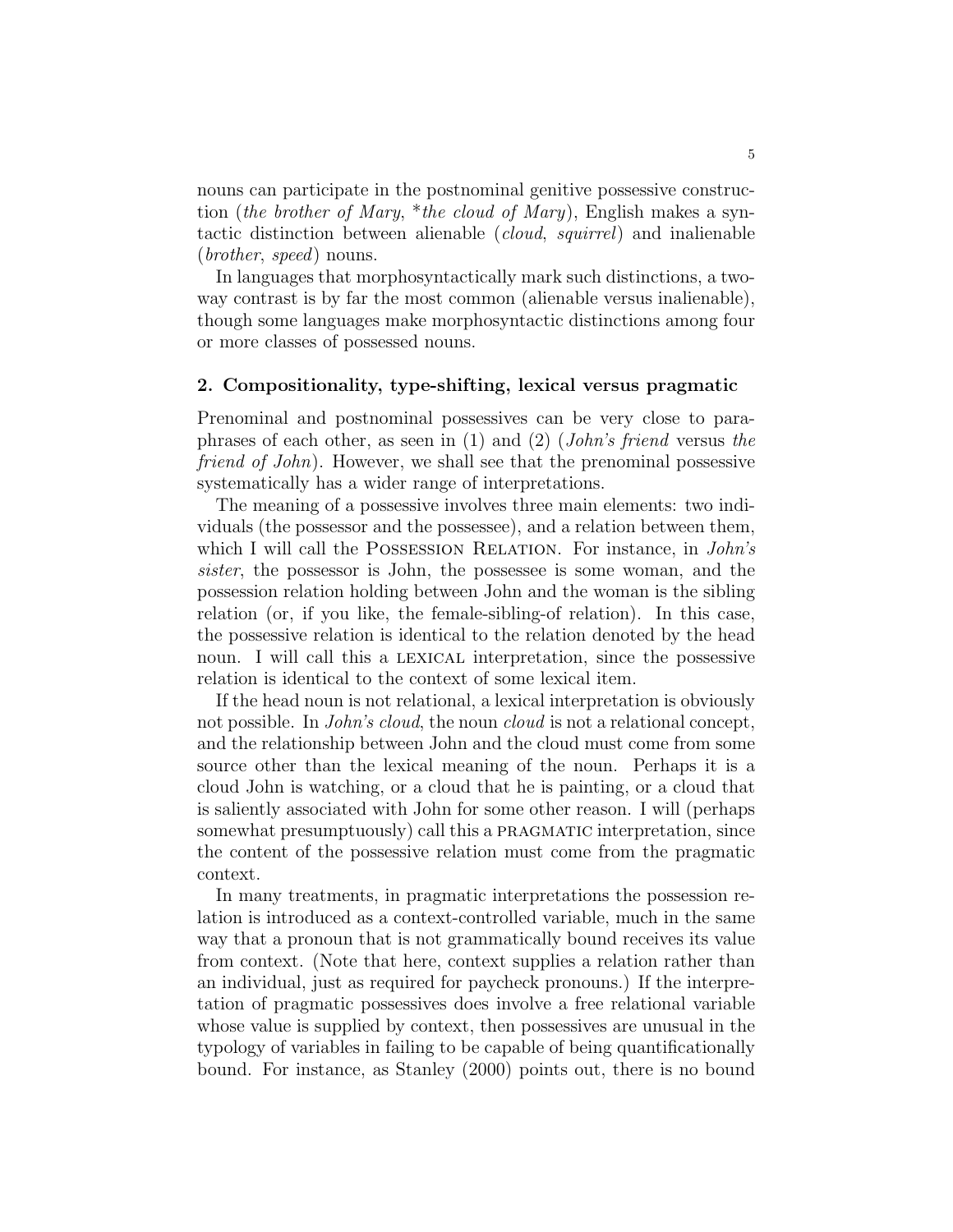nouns can participate in the postnominal genitive possessive construction (*the brother of Mary*, \**the cloud of Mary*), English makes a syntactic distinction between alienable (*cloud*, *squirrel*) and inalienable (*brother*, *speed*) nouns.

In languages that morphosyntactically mark such distinctions, a two-way contrast is by far the most common (alienable versus inalienable), though some languages make morphosyntactic distinctions among four or more classes of possessed nouns.

## 2. Compositionality, type-shifting, lexical versus pragmatic

Prenominal and postnominal possessives can be very close to paraphrases of each other, as seen in (1) and (2) (*John's friend* versus *the friend of John*). However, we shall see that the prenominal possessive systematically has a wider range of interpretations.

The meaning of a possessive involves three main elements: two individuals (the possessor and the possessee), and a relation between them, which I will call the Possession Relation. For instance, in *John's sister*, the possessor is John, the possessee is some woman, and the possession relation holding between John and the woman is the sibling relation (or, if you like, the female-sibling-of relation). In this case, the possessive relation is identical to the relation denoted by the head noun. I will call this a lexical interpretation, since the possessive relation is identical to the context of some lexical item.

If the head noun is not relational, a lexical interpretation is obviously not possible. In *John's cloud*, the noun *cloud* is not a relational concept, and the relationship between John and the cloud must come from some source other than the lexical meaning of the noun. Perhaps it is a cloud John is watching, or a cloud that he is painting, or a cloud that is saliently associated with John for some other reason. I will (perhaps somewhat presumptuously) call this a pragmatic interpretation, since the content of the possessive relation must come from the pragmatic context.

In many treatments, in pragmatic interpretations the possession relation is introduced as a context-controlled variable, much in the same way that a pronoun that is not grammatically bound receives its value from context. (Note that here, context supplies a relation rather than an individual, just as required for paycheck pronouns.) If the interpretation of pragmatic possessives does involve a free relational variable whose value is supplied by context, then possessives are unusual in the typology of variables in failing to be capable of being quantificationally bound. For instance, as Stanley (2000) points out, there is no bound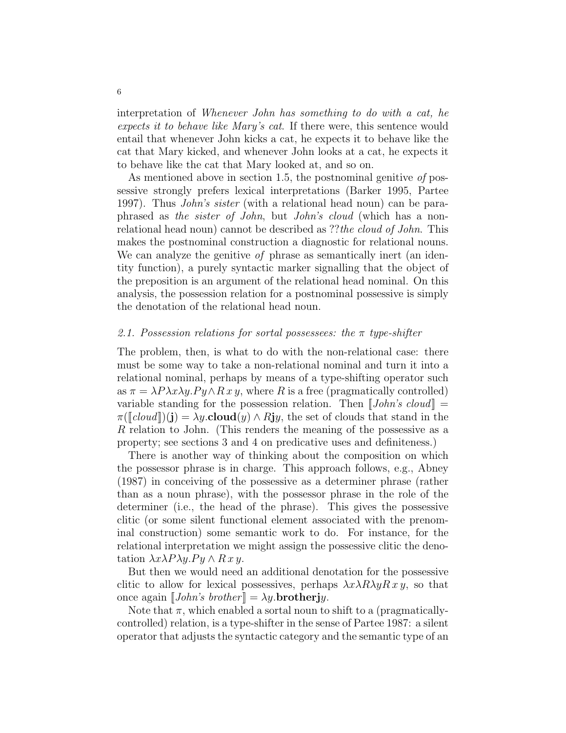interpretation of *Whenever John has something to do with a cat, he expects it to behave like Mary's cat*. If there were, this sentence would entail that whenever John kicks a cat, he expects it to behave like the cat that Mary kicked, and whenever John looks at a cat, he expects it to behave like the cat that Mary looked at, and so on.

As mentioned above in section 1.5, the postnominal genitive *of* possessive strongly prefers lexical interpretations (Barker 1995, Partee 1997). Thus *John's sister* (with a relational head noun) can be paraphrased as *the sister of John*, but *John's cloud* (which has a non-relational head noun) cannot be described as ??*the cloud of John*. This makes the postnominal construction a diagnostic for relational nouns. We can analyze the genitive *of* phrase as semantically inert (an identity function), a purely syntactic marker signalling that the object of the preposition is an argument of the relational head nominal. On this analysis, the possession relation for a postnominal possessive is simply the denotation of the relational head noun.

## *2.1. Possession relations for sortal possessees: the $\pi$ type-shifter*

The problem, then, is what to do with the non-relational case: there must be some way to take a non-relational nominal and turn it into a relational nominal, perhaps by means of a type-shifting operator such as $\pi = \lambda P \lambda x \lambda y. Py \wedge R\,x\,y$, where $R$ is a free (pragmatically controlled) variable standing for the possession relation. Then $[\![\textit{John's cloud}]\!] = \pi([\![\textit{cloud}]\!])(\mathbf{j}) = \lambda y.\mathbf{cloud}(y) \wedge R\mathbf{j}y$, the set of clouds that stand in the $R$ relation to John. (This renders the meaning of the possessive as a property; see sections 3 and 4 on predicative uses and definiteness.)

There is another way of thinking about the composition on which the possessor phrase is in charge. This approach follows, e.g., Abney (1987) in conceiving of the possessive as a determiner phrase (rather than as a noun phrase), with the possessor phrase in the role of the determiner (i.e., the head of the phrase). This gives the possessive clitic (or some silent functional element associated with the prenominal construction) some semantic work to do. For instance, for the relational interpretation we might assign the possessive clitic the denotation $\lambda x \lambda P \lambda y. Py \wedge R\,x\,y$.

But then we would need an additional denotation for the possessive clitic to allow for lexical possessives, perhaps $\lambda x \lambda R \lambda y R\,x\,y$, so that once again $[\![\textit{John's brother}]\!] = \lambda y.\mathbf{brother}\mathbf{j}y$.

Note that $\pi$, which enabled a sortal noun to shift to a (pragmatically-controlled) relation, is a type-shifter in the sense of Partee 1987: a silent operator that adjusts the syntactic category and the semantic type of an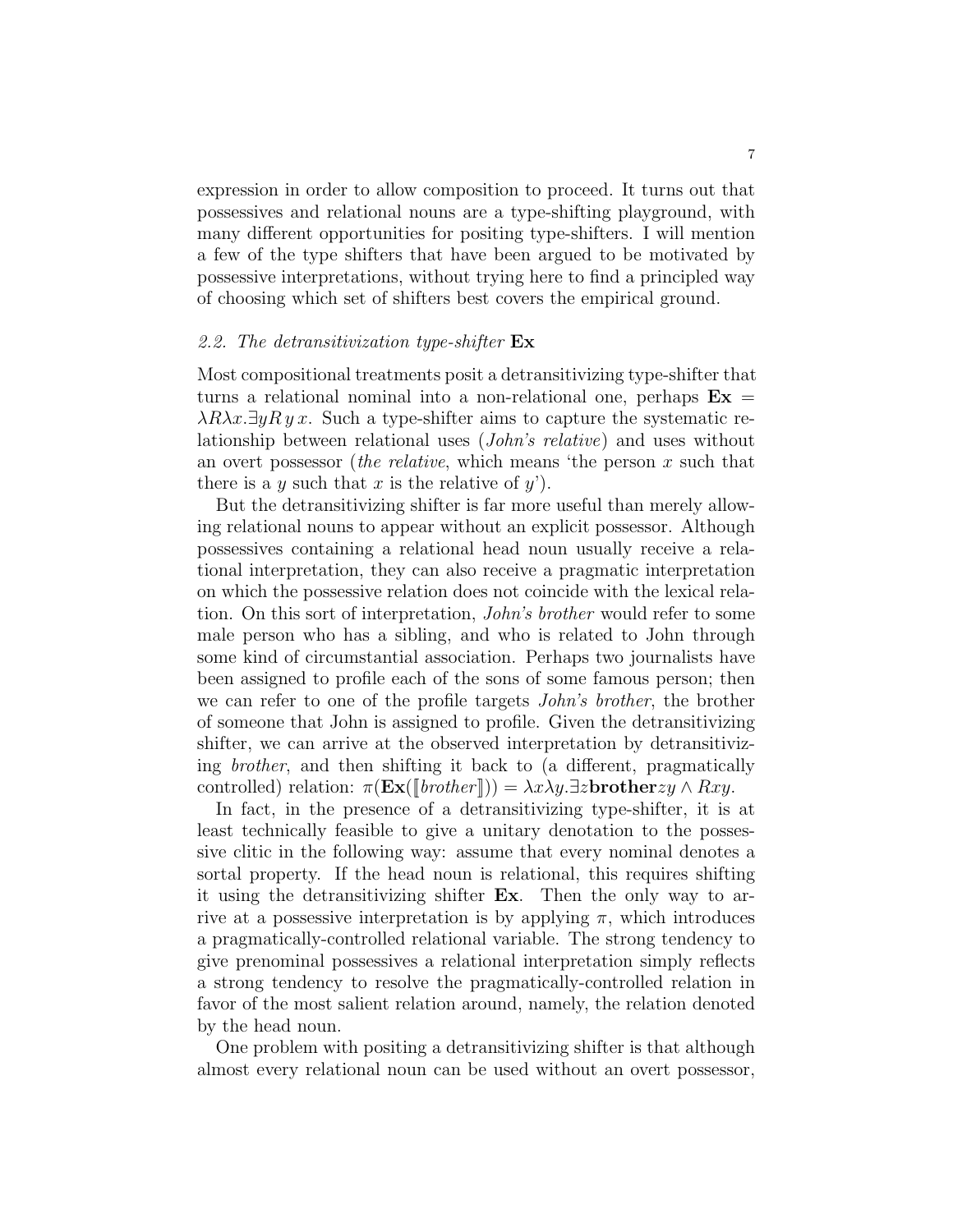expression in order to allow composition to proceed. It turns out that possessives and relational nouns are a type-shifting playground, with many different opportunities for positing type-shifters. I will mention a few of the type shifters that have been argued to be motivated by possessive interpretations, without trying here to find a principled way of choosing which set of shifters best covers the empirical ground.

### *2.2. The detransitivization type-shifter* **Ex**

Most compositional treatments posit a detransitivizing type-shifter that turns a relational nominal into a non-relational one, perhaps $\mathbf{Ex} = \lambda R \lambda x.\exists y R\, y\, x$. Such a type-shifter aims to capture the systematic relationship between relational uses (*John's relative*) and uses without an overt possessor (*the relative*, which means 'the person $x$ such that there is a $y$ such that $x$ is the relative of $y$').

But the detransitivizing shifter is far more useful than merely allowing relational nouns to appear without an explicit possessor. Although possessives containing a relational head noun usually receive a relational interpretation, they can also receive a pragmatic interpretation on which the possessive relation does not coincide with the lexical relation. On this sort of interpretation, *John's brother* would refer to some male person who has a sibling, and who is related to John through some kind of circumstantial association. Perhaps two journalists have been assigned to profile each of the sons of some famous person; then we can refer to one of the profile targets *John's brother*, the brother of someone that John is assigned to profile. Given the detransitivizing shifter, we can arrive at the observed interpretation by detransitivizing *brother*, and then shifting it back to (a different, pragmatically controlled) relation: $\pi(\mathbf{Ex}([\![brother]\!])) = \lambda x \lambda y.\exists z \mathbf{brother} zy \wedge Rxy$.

In fact, in the presence of a detransitivizing type-shifter, it is at least technically feasible to give a unitary denotation to the possessive clitic in the following way: assume that every nominal denotes a sortal property. If the head noun is relational, this requires shifting it using the detransitivizing shifter **Ex**. Then the only way to arrive at a possessive interpretation is by applying $\pi$, which introduces a pragmatically-controlled relational variable. The strong tendency to give prenominal possessives a relational interpretation simply reflects a strong tendency to resolve the pragmatically-controlled relation in favor of the most salient relation around, namely, the relation denoted by the head noun.

One problem with positing a detransitivizing shifter is that although almost every relational noun can be used without an overt possessor,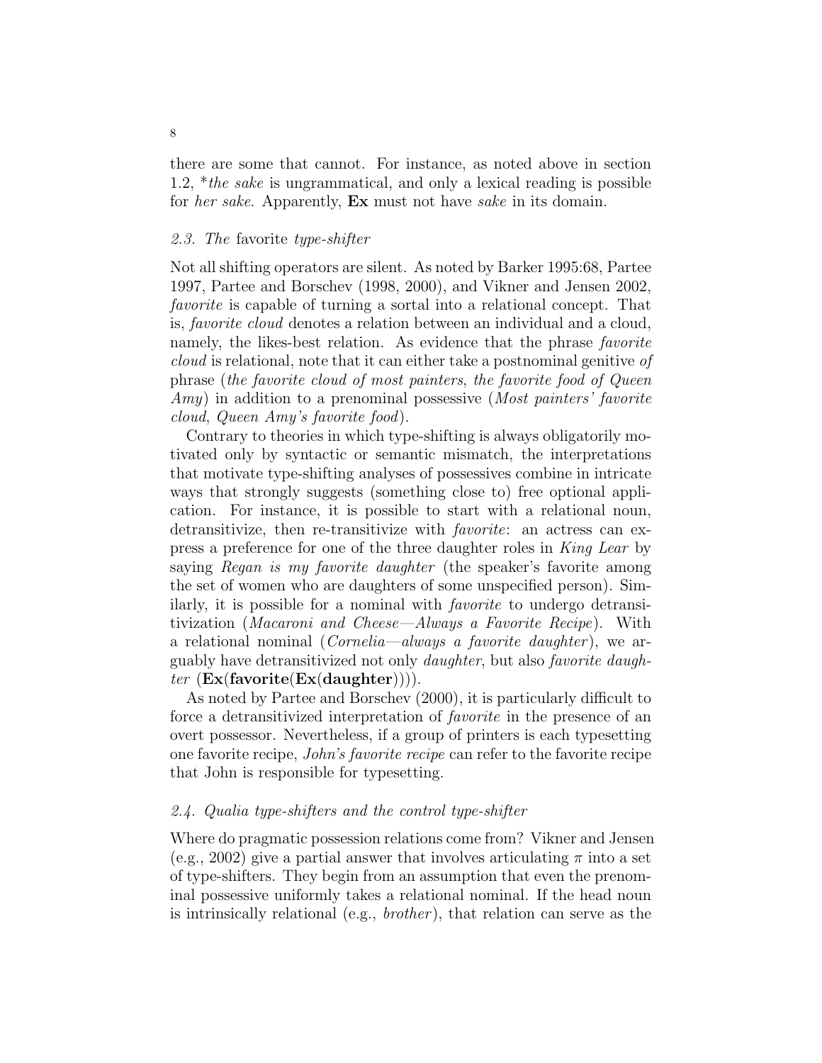there are some that cannot. For instance, as noted above in section 1.2, **the sake* is ungrammatical, and only a lexical reading is possible for *her sake*. Apparently, **Ex** must not have *sake* in its domain.

### *2.3. The* favorite *type-shifter*

Not all shifting operators are silent. As noted by Barker 1995:68, Partee 1997, Partee and Borschev (1998, 2000), and Vikner and Jensen 2002, *favorite* is capable of turning a sortal into a relational concept. That is, *favorite cloud* denotes a relation between an individual and a cloud, namely, the likes-best relation. As evidence that the phrase *favorite cloud* is relational, note that it can either take a postnominal genitive *of* phrase (*the favorite cloud of most painters*, *the favorite food of Queen Amy*) in addition to a prenominal possessive (*Most painters' favorite cloud*, *Queen Amy's favorite food*).

Contrary to theories in which type-shifting is always obligatorily motivated only by syntactic or semantic mismatch, the interpretations that motivate type-shifting analyses of possessives combine in intricate ways that strongly suggests (something close to) free optional application. For instance, it is possible to start with a relational noun, detransitivize, then re-transitivize with *favorite*: an actress can express a preference for one of the three daughter roles in *King Lear* by saying *Regan is my favorite daughter* (the speaker's favorite among the set of women who are daughters of some unspecified person). Similarly, it is possible for a nominal with *favorite* to undergo detransitivization (*Macaroni and Cheese—Always a Favorite Recipe*). With a relational nominal (*Cornelia—always a favorite daughter*), we arguably have detransitivized not only *daughter*, but also *favorite daughter* (**Ex**(**favorite**(**Ex**(**daughter**)))).

As noted by Partee and Borschev (2000), it is particularly difficult to force a detransitivized interpretation of *favorite* in the presence of an overt possessor. Nevertheless, if a group of printers is each typesetting one favorite recipe, *John's favorite recipe* can refer to the favorite recipe that John is responsible for typesetting.

### *2.4. Qualia type-shifters and the control type-shifter*

Where do pragmatic possession relations come from? Vikner and Jensen (e.g., 2002) give a partial answer that involves articulating $\pi$ into a set of type-shifters. They begin from an assumption that even the prenominal possessive uniformly takes a relational nominal. If the head noun is intrinsically relational (e.g., *brother*), that relation can serve as the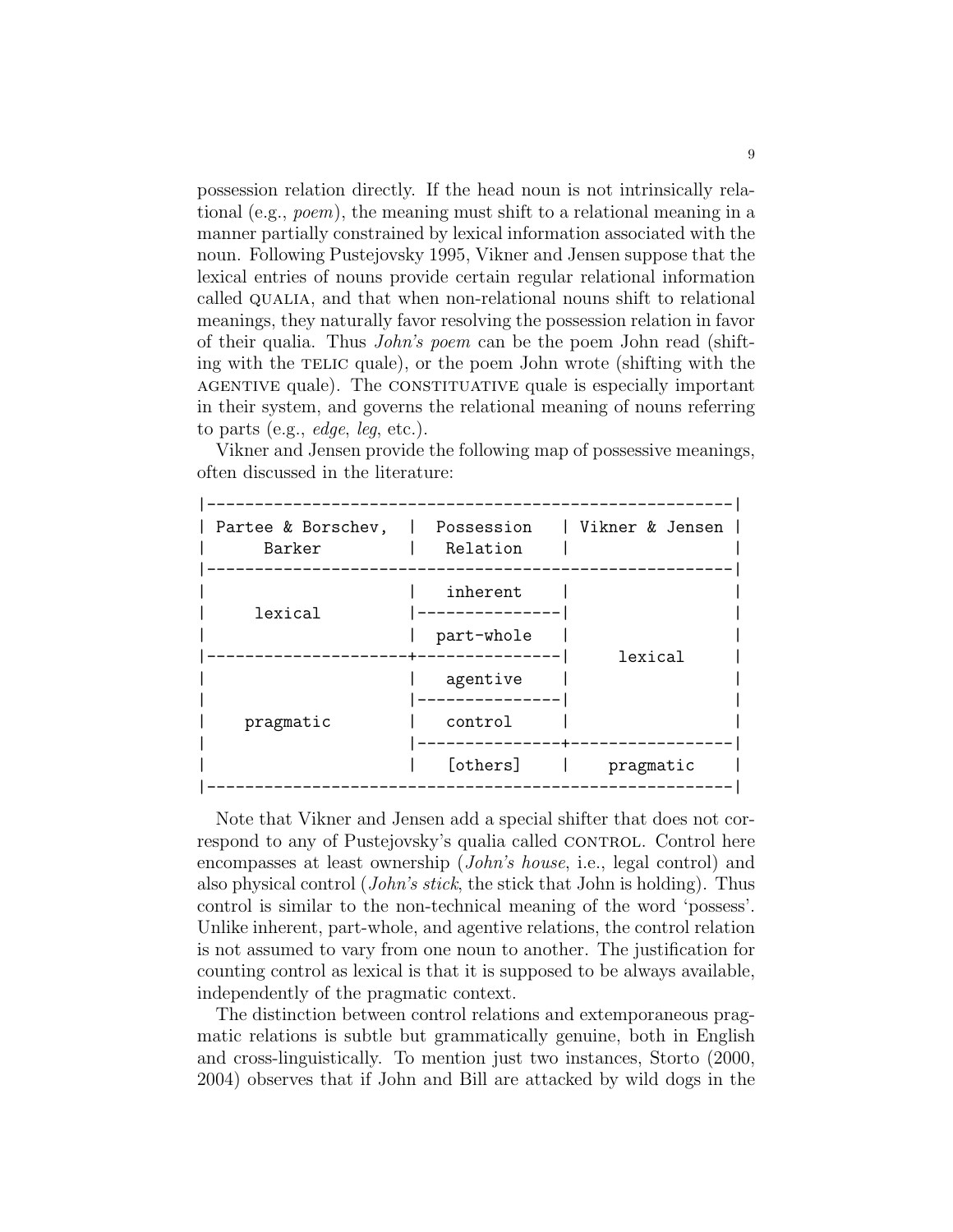possession relation directly. If the head noun is not intrinsically relational (e.g., *poem*), the meaning must shift to a relational meaning in a manner partially constrained by lexical information associated with the noun. Following Pustejovsky 1995, Vikner and Jensen suppose that the lexical entries of nouns provide certain regular relational information called QUALIA, and that when non-relational nouns shift to relational meanings, they naturally favor resolving the possession relation in favor of their qualia. Thus *John's poem* can be the poem John read (shifting with the TELIC quale), or the poem John wrote (shifting with the AGENTIVE quale). The CONSTITUATIVE quale is especially important in their system, and governs the relational meaning of nouns referring to parts (e.g., *edge*, *leg*, etc.).

Vikner and Jensen provide the following map of possessive meanings, often discussed in the literature:

```
|-------------------------------------------------------|
| Partee & Borschev,  |  Possession   | Vikner & Jensen |
|       Barker        |   Relation    |                 |
|-------------------------------------------------------|
|                     |   inherent    |                 |
|      lexical        |---------------|                 |
|                     |  part-whole   |                 |
|---------------------+---------------|     lexical     |
|                     |   agentive    |                 |
|                     |---------------|                 |
|     pragmatic       |   control     |                 |
|                     |---------------+-----------------|
|                     |   [others]    |    pragmatic    |
|-------------------------------------------------------|
```

Note that Vikner and Jensen add a special shifter that does not correspond to any of Pustejovsky's qualia called CONTROL. Control here encompasses at least ownership (*John's house*, i.e., legal control) and also physical control (*John's stick*, the stick that John is holding). Thus control is similar to the non-technical meaning of the word 'possess'. Unlike inherent, part-whole, and agentive relations, the control relation is not assumed to vary from one noun to another. The justification for counting control as lexical is that it is supposed to be always available, independently of the pragmatic context.

The distinction between control relations and extemporaneous pragmatic relations is subtle but grammatically genuine, both in English and cross-linguistically. To mention just two instances, Storto (2000, 2004) observes that if John and Bill are attacked by wild dogs in the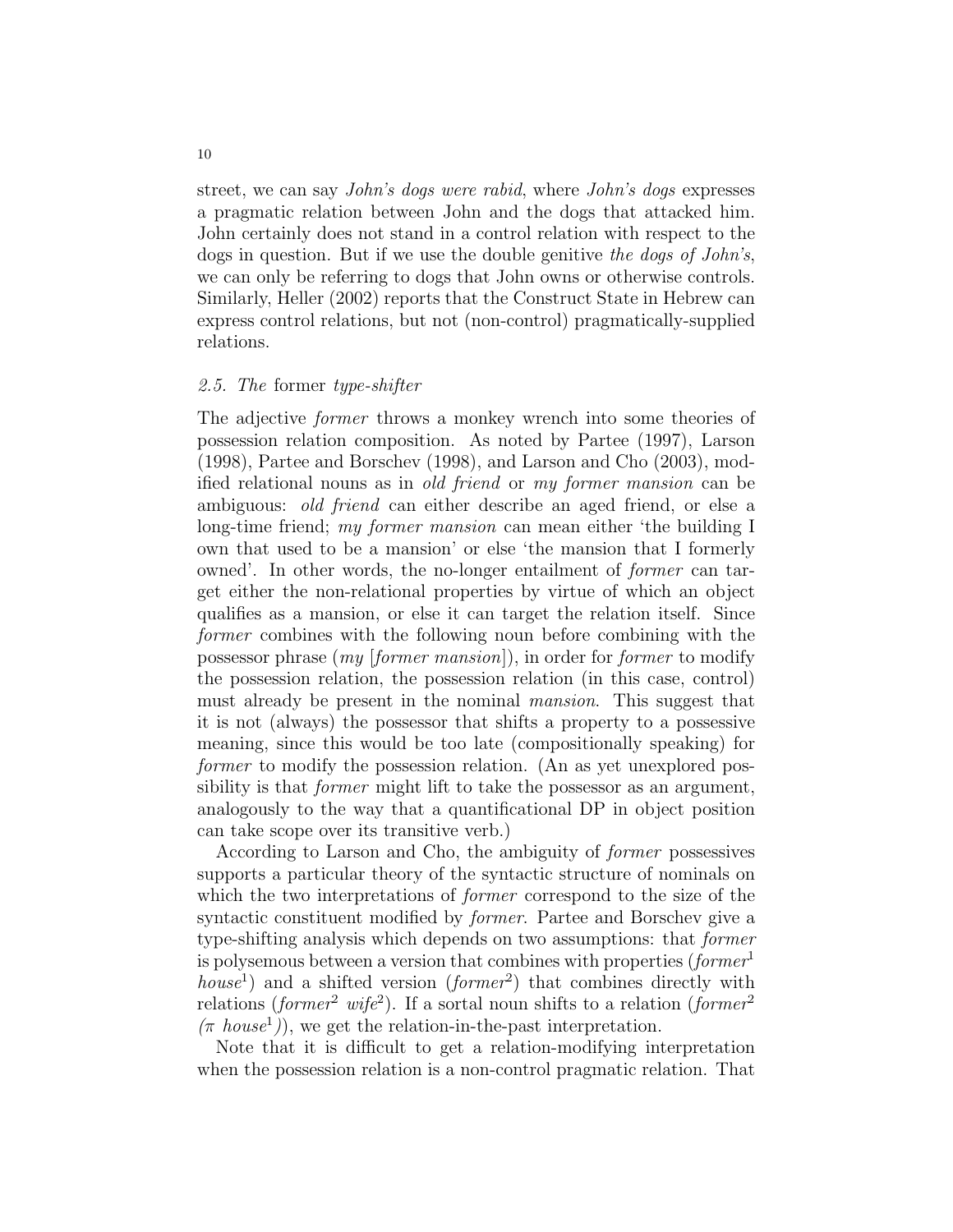street, we can say *John's dogs were rabid*, where *John's dogs* expresses a pragmatic relation between John and the dogs that attacked him. John certainly does not stand in a control relation with respect to the dogs in question. But if we use the double genitive *the dogs of John's*, we can only be referring to dogs that John owns or otherwise controls. Similarly, Heller (2002) reports that the Construct State in Hebrew can express control relations, but not (non-control) pragmatically-supplied relations.

### *2.5. The* former *type-shifter*

The adjective *former* throws a monkey wrench into some theories of possession relation composition. As noted by Partee (1997), Larson (1998), Partee and Borschev (1998), and Larson and Cho (2003), modified relational nouns as in *old friend* or *my former mansion* can be ambiguous: *old friend* can either describe an aged friend, or else a long-time friend; *my former mansion* can mean either 'the building I own that used to be a mansion' or else 'the mansion that I formerly owned'. In other words, the no-longer entailment of *former* can target either the non-relational properties by virtue of which an object qualifies as a mansion, or else it can target the relation itself. Since *former* combines with the following noun before combining with the possessor phrase (*my* [*former mansion*]), in order for *former* to modify the possession relation, the possession relation (in this case, control) must already be present in the nominal *mansion*. This suggest that it is not (always) the possessor that shifts a property to a possessive meaning, since this would be too late (compositionally speaking) for *former* to modify the possession relation. (An as yet unexplored possibility is that *former* might lift to take the possessor as an argument, analogously to the way that a quantificational DP in object position can take scope over its transitive verb.)

According to Larson and Cho, the ambiguity of *former* possessives supports a particular theory of the syntactic structure of nominals on which the two interpretations of *former* correspond to the size of the syntactic constituent modified by *former*. Partee and Borschev give a type-shifting analysis which depends on two assumptions: that *former* is polysemous between a version that combines with properties ($former^1$ $house^1$) and a shifted version ($former^2$) that combines directly with relations ($former^2$ $wife^2$). If a sortal noun shifts to a relation ($former^2$ $(\pi\ house^1)$), we get the relation-in-the-past interpretation.

Note that it is difficult to get a relation-modifying interpretation when the possession relation is a non-control pragmatic relation. That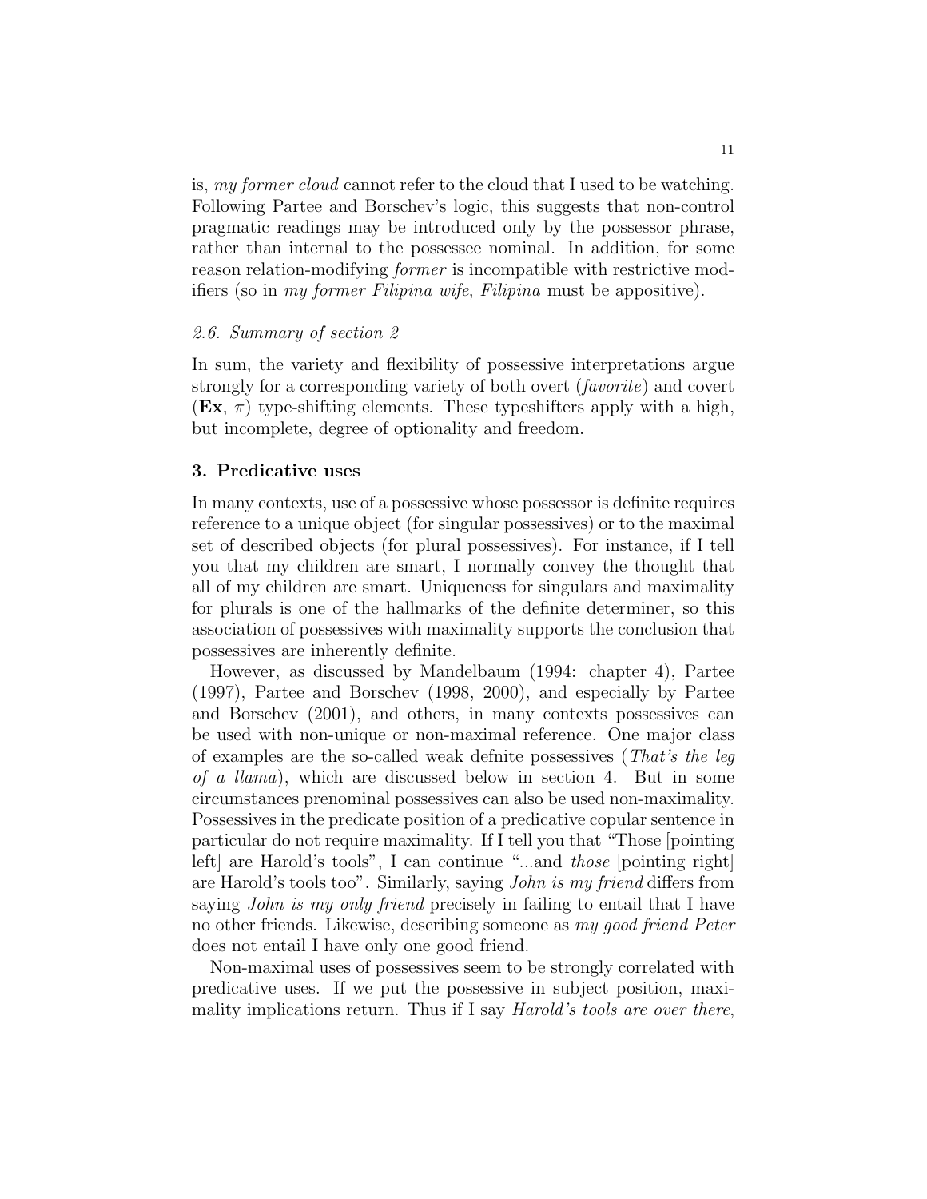is, *my former cloud* cannot refer to the cloud that I used to be watching. Following Partee and Borschev's logic, this suggests that non-control pragmatic readings may be introduced only by the possessor phrase, rather than internal to the possessee nominal. In addition, for some reason relation-modifying *former* is incompatible with restrictive modifiers (so in *my former Filipina wife*, *Filipina* must be appositive).

### *2.6. Summary of section 2*

In sum, the variety and flexibility of possessive interpretations argue strongly for a corresponding variety of both overt (*favorite*) and covert (**Ex**, $\pi$) type-shifting elements. These typeshifters apply with a high, but incomplete, degree of optionality and freedom.

## 3. Predicative uses

In many contexts, use of a possessive whose possessor is definite requires reference to a unique object (for singular possessives) or to the maximal set of described objects (for plural possessives). For instance, if I tell you that my children are smart, I normally convey the thought that all of my children are smart. Uniqueness for singulars and maximality for plurals is one of the hallmarks of the definite determiner, so this association of possessives with maximality supports the conclusion that possessives are inherently definite.

However, as discussed by Mandelbaum (1994: chapter 4), Partee (1997), Partee and Borschev (1998, 2000), and especially by Partee and Borschev (2001), and others, in many contexts possessives can be used with non-unique or non-maximal reference. One major class of examples are the so-called weak defnite possessives (*That's the leg of a llama*), which are discussed below in section 4. But in some circumstances prenominal possessives can also be used non-maximality. Possessives in the predicate position of a predicative copular sentence in particular do not require maximality. If I tell you that "Those [pointing left] are Harold's tools", I can continue "...and *those* [pointing right] are Harold's tools too". Similarly, saying *John is my friend* differs from saying *John is my only friend* precisely in failing to entail that I have no other friends. Likewise, describing someone as *my good friend Peter* does not entail I have only one good friend.

Non-maximal uses of possessives seem to be strongly correlated with predicative uses. If we put the possessive in subject position, maximality implications return. Thus if I say *Harold's tools are over there*,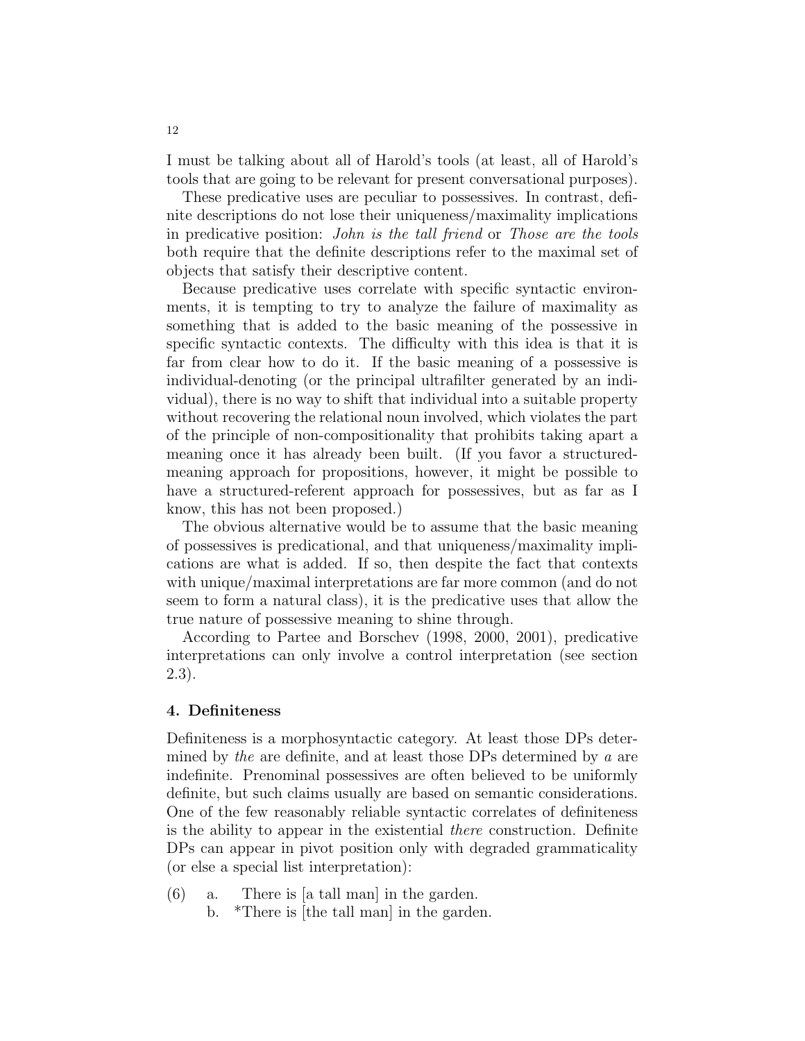I must be talking about all of Harold's tools (at least, all of Harold's tools that are going to be relevant for present conversational purposes).

These predicative uses are peculiar to possessives. In contrast, definite descriptions do not lose their uniqueness/maximality implications in predicative position: *John is the tall friend* or *Those are the tools* both require that the definite descriptions refer to the maximal set of objects that satisfy their descriptive content.

Because predicative uses correlate with specific syntactic environments, it is tempting to try to analyze the failure of maximality as something that is added to the basic meaning of the possessive in specific syntactic contexts. The difficulty with this idea is that it is far from clear how to do it. If the basic meaning of a possessive is individual-denoting (or the principal ultrafilter generated by an individual), there is no way to shift that individual into a suitable property without recovering the relational noun involved, which violates the part of the principle of non-compositionality that prohibits taking apart a meaning once it has already been built. (If you favor a structured-meaning approach for propositions, however, it might be possible to have a structured-referent approach for possessives, but as far as I know, this has not been proposed.)

The obvious alternative would be to assume that the basic meaning of possessives is predicational, and that uniqueness/maximality implications are what is added. If so, then despite the fact that contexts with unique/maximal interpretations are far more common (and do not seem to form a natural class), it is the predicative uses that allow the true nature of possessive meaning to shine through.

According to Partee and Borschev (1998, 2000, 2001), predicative interpretations can only involve a control interpretation (see section 2.3).

## 4. Definiteness

Definiteness is a morphosyntactic category. At least those DPs determined by *the* are definite, and at least those DPs determined by *a* are indefinite. Prenominal possessives are often believed to be uniformly definite, but such claims usually are based on semantic considerations. One of the few reasonably reliable syntactic correlates of definiteness is the ability to appear in the existential *there* construction. Definite DPs can appear in pivot position only with degraded grammaticality (or else a special list interpretation):

(6) a. There is [a tall man] in the garden.
    b. *There is [the tall man] in the garden.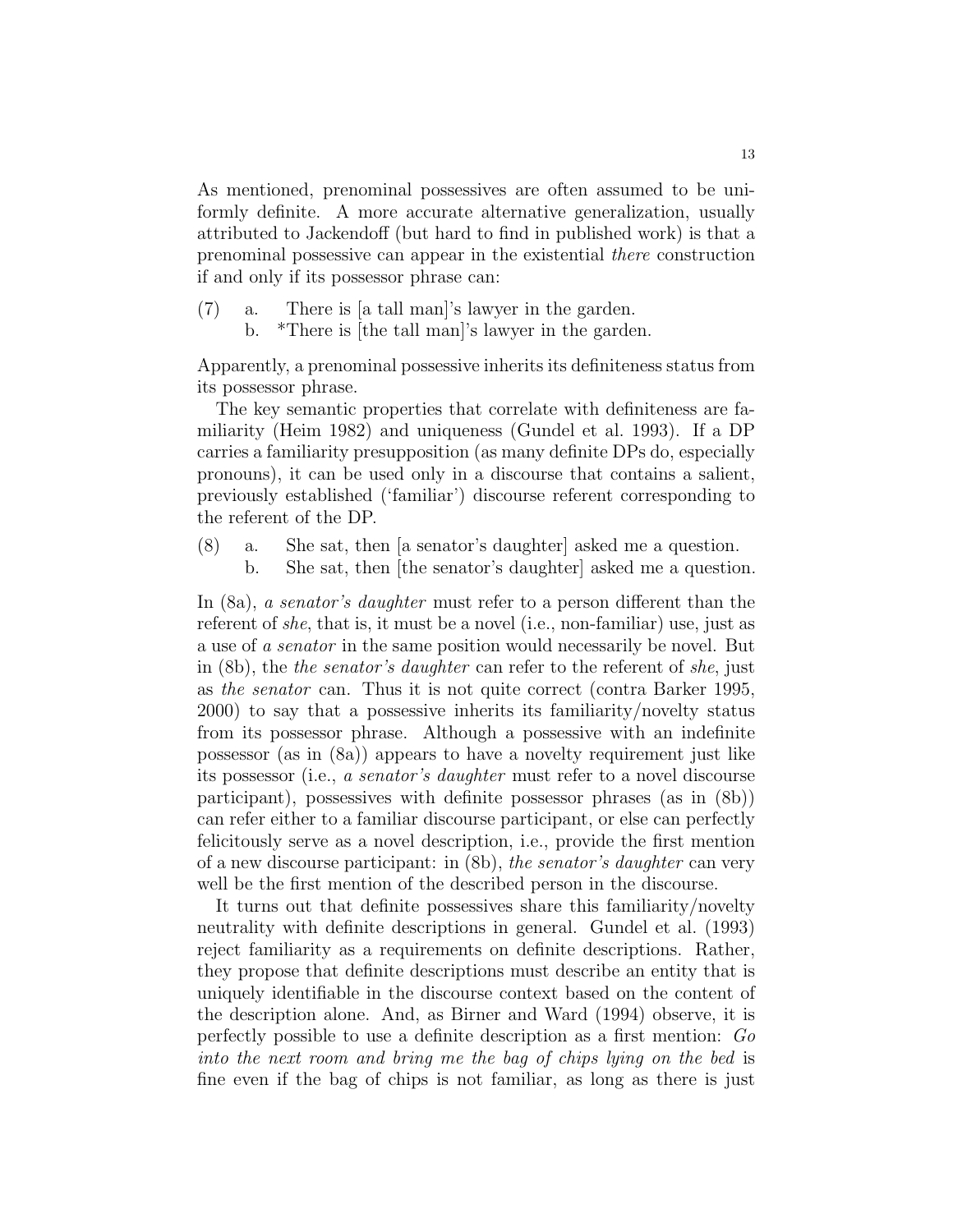As mentioned, prenominal possessives are often assumed to be uniformly definite. A more accurate alternative generalization, usually attributed to Jackendoff (but hard to find in published work) is that a prenominal possessive can appear in the existential *there* construction if and only if its possessor phrase can:

(7) a. There is [a tall man]'s lawyer in the garden.
  b. *There is [the tall man]'s lawyer in the garden.

Apparently, a prenominal possessive inherits its definiteness status from its possessor phrase.

The key semantic properties that correlate with definiteness are familiarity (Heim 1982) and uniqueness (Gundel et al. 1993). If a DP carries a familiarity presupposition (as many definite DPs do, especially pronouns), it can be used only in a discourse that contains a salient, previously established ('familiar') discourse referent corresponding to the referent of the DP.

(8) a. She sat, then [a senator's daughter] asked me a question.
  b. She sat, then [the senator's daughter] asked me a question.

In (8a), *a senator's daughter* must refer to a person different than the referent of *she*, that is, it must be a novel (i.e., non-familiar) use, just as a use of *a senator* in the same position would necessarily be novel. But in (8b), the *the senator's daughter* can refer to the referent of *she*, just as *the senator* can. Thus it is not quite correct (contra Barker 1995, 2000) to say that a possessive inherits its familiarity/novelty status from its possessor phrase. Although a possessive with an indefinite possessor (as in (8a)) appears to have a novelty requirement just like its possessor (i.e., *a senator's daughter* must refer to a novel discourse participant), possessives with definite possessor phrases (as in (8b)) can refer either to a familiar discourse participant, or else can perfectly felicitously serve as a novel description, i.e., provide the first mention of a new discourse participant: in (8b), *the senator's daughter* can very well be the first mention of the described person in the discourse.

It turns out that definite possessives share this familiarity/novelty neutrality with definite descriptions in general. Gundel et al. (1993) reject familiarity as a requirements on definite descriptions. Rather, they propose that definite descriptions must describe an entity that is uniquely identifiable in the discourse context based on the content of the description alone. And, as Birner and Ward (1994) observe, it is perfectly possible to use a definite description as a first mention: *Go into the next room and bring me the bag of chips lying on the bed* is fine even if the bag of chips is not familiar, as long as there is just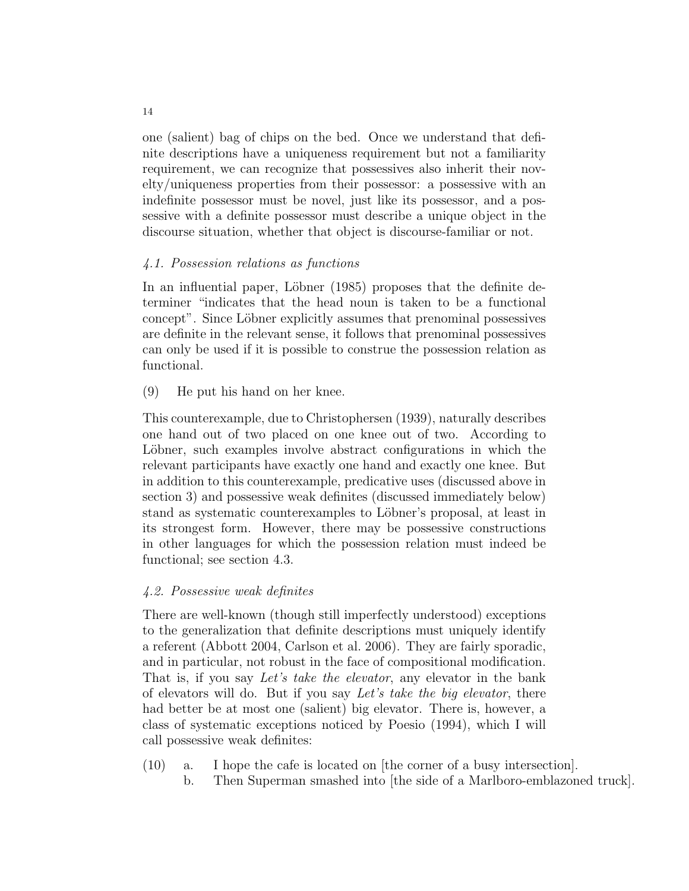one (salient) bag of chips on the bed. Once we understand that definite descriptions have a uniqueness requirement but not a familiarity requirement, we can recognize that possessives also inherit their novelty/uniqueness properties from their possessor: a possessive with an indefinite possessor must be novel, just like its possessor, and a possessive with a definite possessor must describe a unique object in the discourse situation, whether that object is discourse-familiar or not.

### *4.1. Possession relations as functions*

In an influential paper, Löbner (1985) proposes that the definite determiner "indicates that the head noun is taken to be a functional concept". Since Löbner explicitly assumes that prenominal possessives are definite in the relevant sense, it follows that prenominal possessives can only be used if it is possible to construe the possession relation as functional.

(9) He put his hand on her knee.

This counterexample, due to Christophersen (1939), naturally describes one hand out of two placed on one knee out of two. According to Löbner, such examples involve abstract configurations in which the relevant participants have exactly one hand and exactly one knee. But in addition to this counterexample, predicative uses (discussed above in section 3) and possessive weak definites (discussed immediately below) stand as systematic counterexamples to Löbner's proposal, at least in its strongest form. However, there may be possessive constructions in other languages for which the possession relation must indeed be functional; see section 4.3.

### *4.2. Possessive weak definites*

There are well-known (though still imperfectly understood) exceptions to the generalization that definite descriptions must uniquely identify a referent (Abbott 2004, Carlson et al. 2006). They are fairly sporadic, and in particular, not robust in the face of compositional modification. That is, if you say *Let's take the elevator*, any elevator in the bank of elevators will do. But if you say *Let's take the big elevator*, there had better be at most one (salient) big elevator. There is, however, a class of systematic exceptions noticed by Poesio (1994), which I will call possessive weak definites:

(10) a. I hope the cafe is located on [the corner of a busy intersection].
  b. Then Superman smashed into [the side of a Marlboro-emblazoned truck].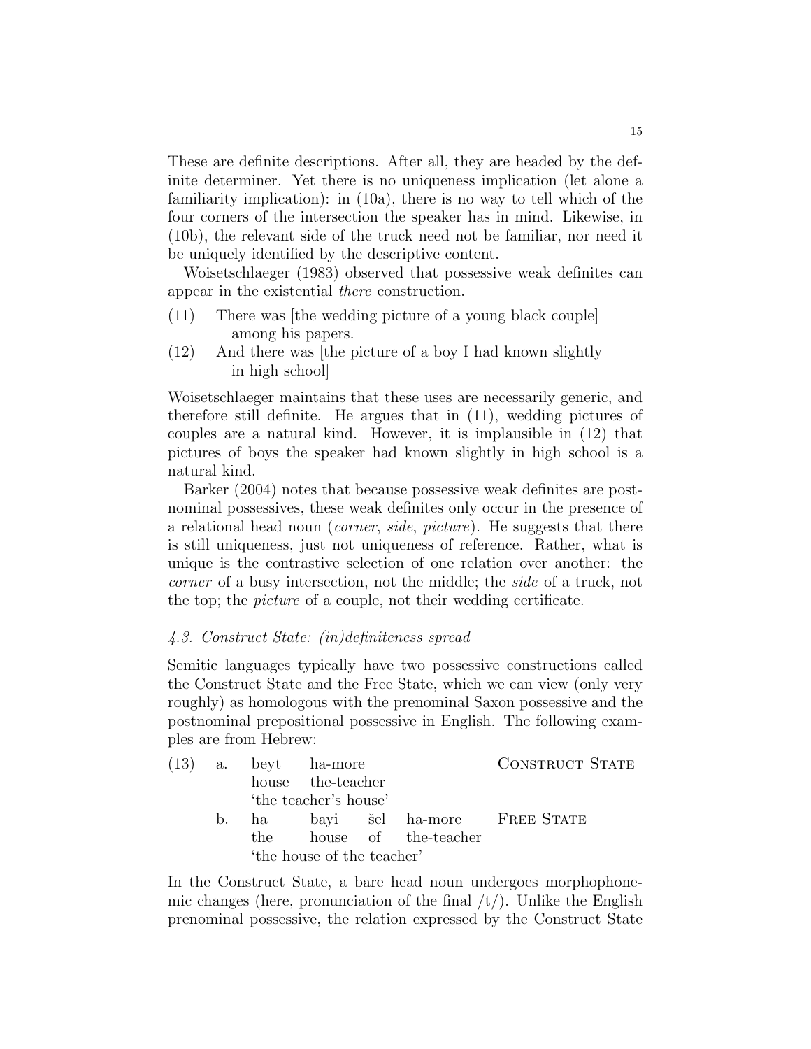These are definite descriptions. After all, they are headed by the definite determiner. Yet there is no uniqueness implication (let alone a familiarity implication): in (10a), there is no way to tell which of the four corners of the intersection the speaker has in mind. Likewise, in (10b), the relevant side of the truck need not be familiar, nor need it be uniquely identified by the descriptive content.

Woisetschlaeger (1983) observed that possessive weak definites can appear in the existential *there* construction.

(11) There was [the wedding picture of a young black couple] among his papers.

(12) And there was [the picture of a boy I had known slightly in high school]

Woisetschlaeger maintains that these uses are necessarily generic, and therefore still definite. He argues that in (11), wedding pictures of couples are a natural kind. However, it is implausible in (12) that pictures of boys the speaker had known slightly in high school is a natural kind.

Barker (2004) notes that because possessive weak definites are postnominal possessives, these weak definites only occur in the presence of a relational head noun (*corner*, *side*, *picture*). He suggests that there is still uniqueness, just not uniqueness of reference. Rather, what is unique is the contrastive selection of one relation over another: the *corner* of a busy intersection, not the middle; the *side* of a truck, not the top; the *picture* of a couple, not their wedding certificate.

### *4.3. Construct State: (in)definiteness spread*

Semitic languages typically have two possessive constructions called the Construct State and the Free State, which we can view (only very roughly) as homologous with the prenominal Saxon possessive and the postnominal prepositional possessive in English. The following examples are from Hebrew:

(13) a. beyt ha-more — CONSTRUCT STATE
house the-teacher
'the teacher's house'

b. ha bayi šel ha-more — FREE STATE
the house of the-teacher
'the house of the teacher'

In the Construct State, a bare head noun undergoes morphophonemic changes (here, pronunciation of the final /t/). Unlike the English prenominal possessive, the relation expressed by the Construct State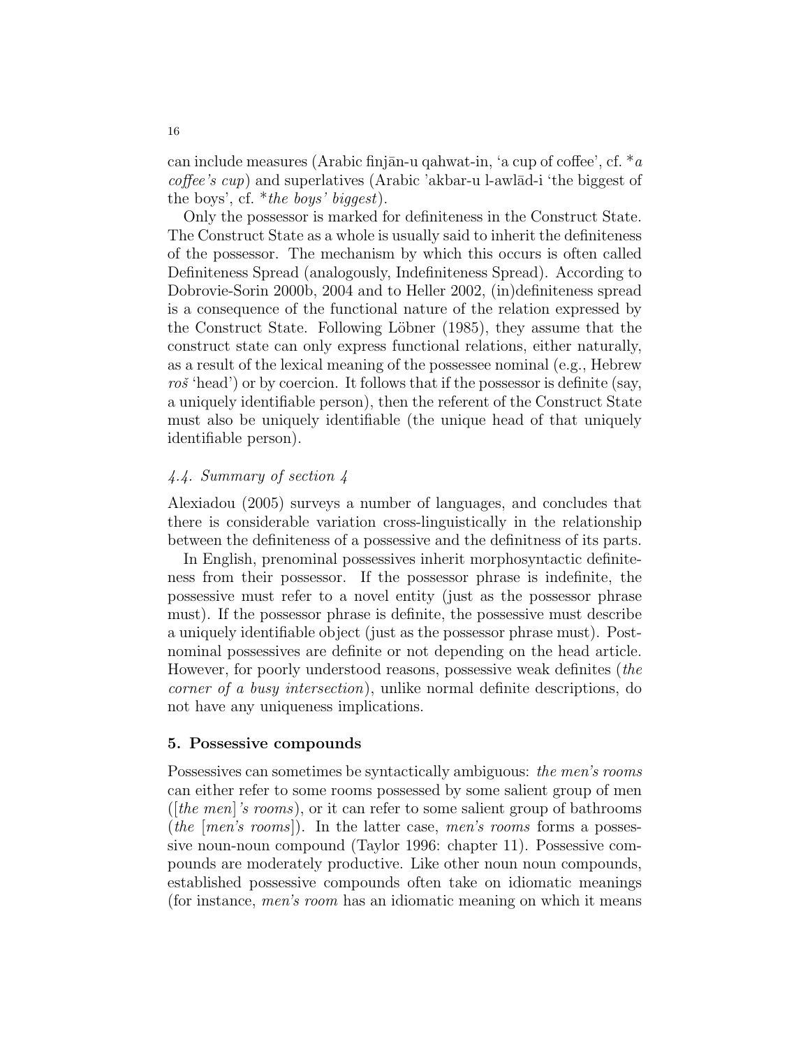can include measures (Arabic finjān-u qahwat-in, 'a cup of coffee', cf. **a coffee's cup*) and superlatives (Arabic 'akbar-u l-awlād-i 'the biggest of the boys', cf. **the boys' biggest*).

Only the possessor is marked for definiteness in the Construct State. The Construct State as a whole is usually said to inherit the definiteness of the possessor. The mechanism by which this occurs is often called Definiteness Spread (analogously, Indefiniteness Spread). According to Dobrovie-Sorin 2000b, 2004 and to Heller 2002, (in)definiteness spread is a consequence of the functional nature of the relation expressed by the Construct State. Following Löbner (1985), they assume that the construct state can only express functional relations, either naturally, as a result of the lexical meaning of the possessee nominal (e.g., Hebrew *roš* 'head') or by coercion. It follows that if the possessor is definite (say, a uniquely identifiable person), then the referent of the Construct State must also be uniquely identifiable (the unique head of that uniquely identifiable person).

### *4.4. Summary of section 4*

Alexiadou (2005) surveys a number of languages, and concludes that there is considerable variation cross-linguistically in the relationship between the definiteness of a possessive and the definitness of its parts.

In English, prenominal possessives inherit morphosyntactic definiteness from their possessor. If the possessor phrase is indefinite, the possessive must refer to a novel entity (just as the possessor phrase must). If the possessor phrase is definite, the possessive must describe a uniquely identifiable object (just as the possessor phrase must). Postnominal possessives are definite or not depending on the head article. However, for poorly understood reasons, possessive weak definites (*the corner of a busy intersection*), unlike normal definite descriptions, do not have any uniqueness implications.

## 5. Possessive compounds

Possessives can sometimes be syntactically ambiguous: *the men's rooms* can either refer to some rooms possessed by some salient group of men ([*the men*]*'s rooms*), or it can refer to some salient group of bathrooms (*the* [*men's rooms*]). In the latter case, *men's rooms* forms a possessive noun-noun compound (Taylor 1996: chapter 11). Possessive compounds are moderately productive. Like other noun noun compounds, established possessive compounds often take on idiomatic meanings (for instance, *men's room* has an idiomatic meaning on which it means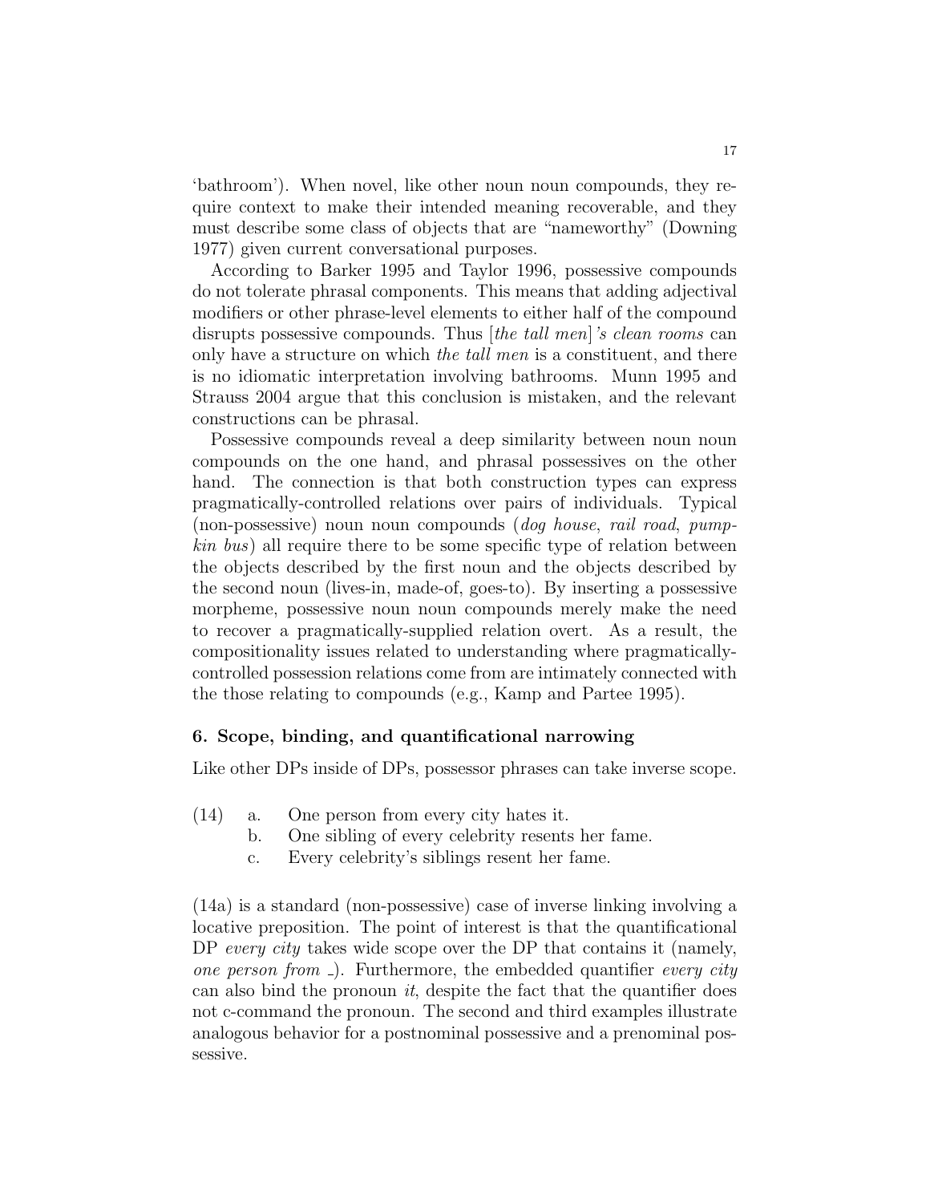'bathroom'). When novel, like other noun noun compounds, they require context to make their intended meaning recoverable, and they must describe some class of objects that are "nameworthy" (Downing 1977) given current conversational purposes.

According to Barker 1995 and Taylor 1996, possessive compounds do not tolerate phrasal components. This means that adding adjectival modifiers or other phrase-level elements to either half of the compound disrupts possessive compounds. Thus [*the tall men*]*'s clean rooms* can only have a structure on which *the tall men* is a constituent, and there is no idiomatic interpretation involving bathrooms. Munn 1995 and Strauss 2004 argue that this conclusion is mistaken, and the relevant constructions can be phrasal.

Possessive compounds reveal a deep similarity between noun noun compounds on the one hand, and phrasal possessives on the other hand. The connection is that both construction types can express pragmatically-controlled relations over pairs of individuals. Typical (non-possessive) noun noun compounds (*dog house*, *rail road*, *pumpkin bus*) all require there to be some specific type of relation between the objects described by the first noun and the objects described by the second noun (lives-in, made-of, goes-to). By inserting a possessive morpheme, possessive noun noun compounds merely make the need to recover a pragmatically-supplied relation overt. As a result, the compositionality issues related to understanding where pragmatically-controlled possession relations come from are intimately connected with the those relating to compounds (e.g., Kamp and Partee 1995).

## 6. Scope, binding, and quantificational narrowing

Like other DPs inside of DPs, possessor phrases can take inverse scope.

(14) a. One person from every city hates it.  
b. One sibling of every celebrity resents her fame.  
c. Every celebrity's siblings resent her fame.

(14a) is a standard (non-possessive) case of inverse linking involving a locative preposition. The point of interest is that the quantificational DP *every city* takes wide scope over the DP that contains it (namely, *one person from* _). Furthermore, the embedded quantifier *every city* can also bind the pronoun *it*, despite the fact that the quantifier does not c-command the pronoun. The second and third examples illustrate analogous behavior for a postnominal possessive and a prenominal possessive.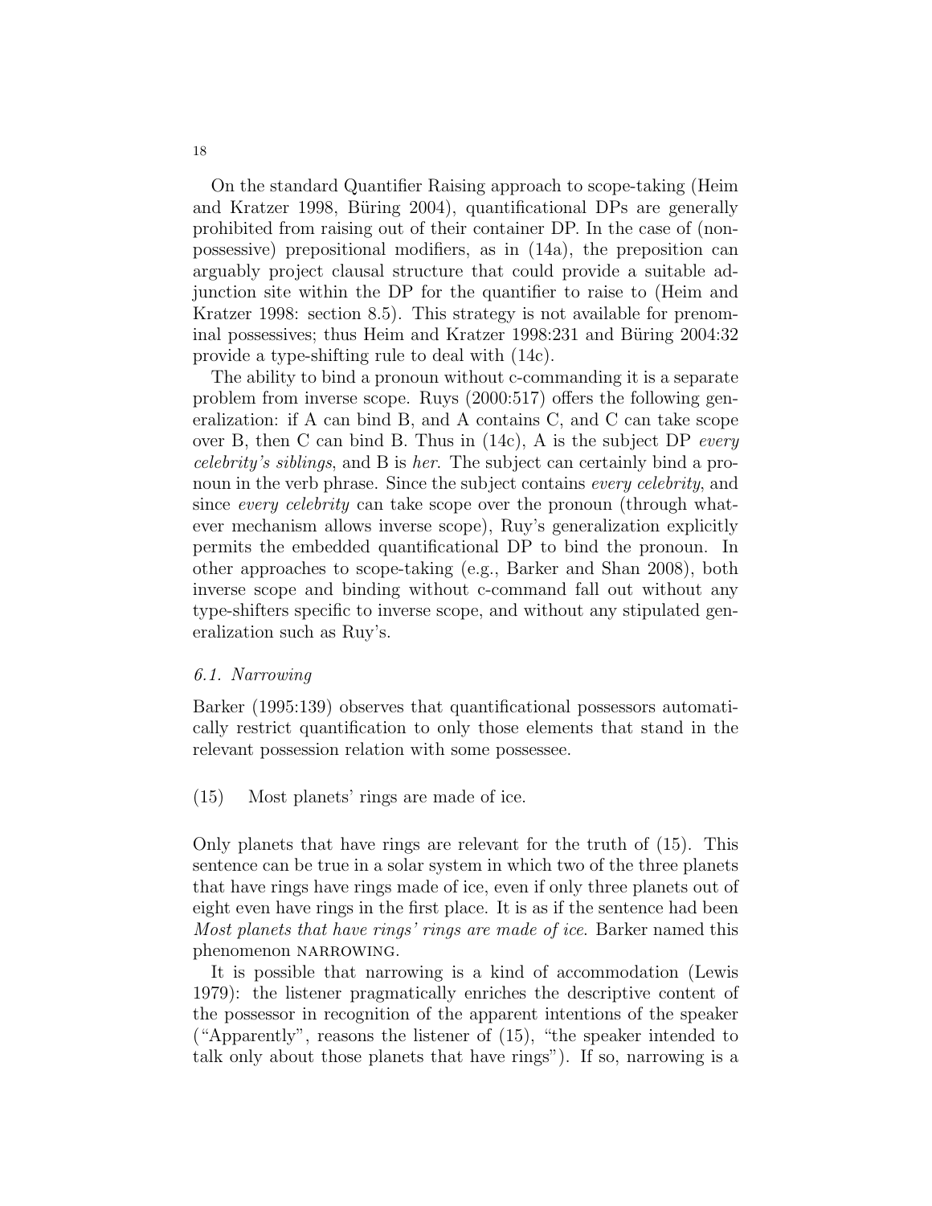On the standard Quantifier Raising approach to scope-taking (Heim and Kratzer 1998, Büring 2004), quantificational DPs are generally prohibited from raising out of their container DP. In the case of (non-possessive) prepositional modifiers, as in (14a), the preposition can arguably project clausal structure that could provide a suitable adjunction site within the DP for the quantifier to raise to (Heim and Kratzer 1998: section 8.5). This strategy is not available for prenominal possessives; thus Heim and Kratzer 1998:231 and Büring 2004:32 provide a type-shifting rule to deal with (14c).

The ability to bind a pronoun without c-commanding it is a separate problem from inverse scope. Ruys (2000:517) offers the following generalization: if A can bind B, and A contains C, and C can take scope over B, then C can bind B. Thus in (14c), A is the subject DP *every celebrity's siblings*, and B is *her*. The subject can certainly bind a pronoun in the verb phrase. Since the subject contains *every celebrity*, and since *every celebrity* can take scope over the pronoun (through whatever mechanism allows inverse scope), Ruy's generalization explicitly permits the embedded quantificational DP to bind the pronoun. In other approaches to scope-taking (e.g., Barker and Shan 2008), both inverse scope and binding without c-command fall out without any type-shifters specific to inverse scope, and without any stipulated generalization such as Ruy's.

### 6.1. Narrowing

Barker (1995:139) observes that quantificational possessors automatically restrict quantification to only those elements that stand in the relevant possession relation with some possessee.

(15) Most planets' rings are made of ice.

Only planets that have rings are relevant for the truth of (15). This sentence can be true in a solar system in which two of the three planets that have rings have rings made of ice, even if only three planets out of eight even have rings in the first place. It is as if the sentence had been *Most planets that have rings' rings are made of ice*. Barker named this phenomenon NARROWING.

It is possible that narrowing is a kind of accommodation (Lewis 1979): the listener pragmatically enriches the descriptive content of the possessor in recognition of the apparent intentions of the speaker ("Apparently", reasons the listener of (15), "the speaker intended to talk only about those planets that have rings"). If so, narrowing is a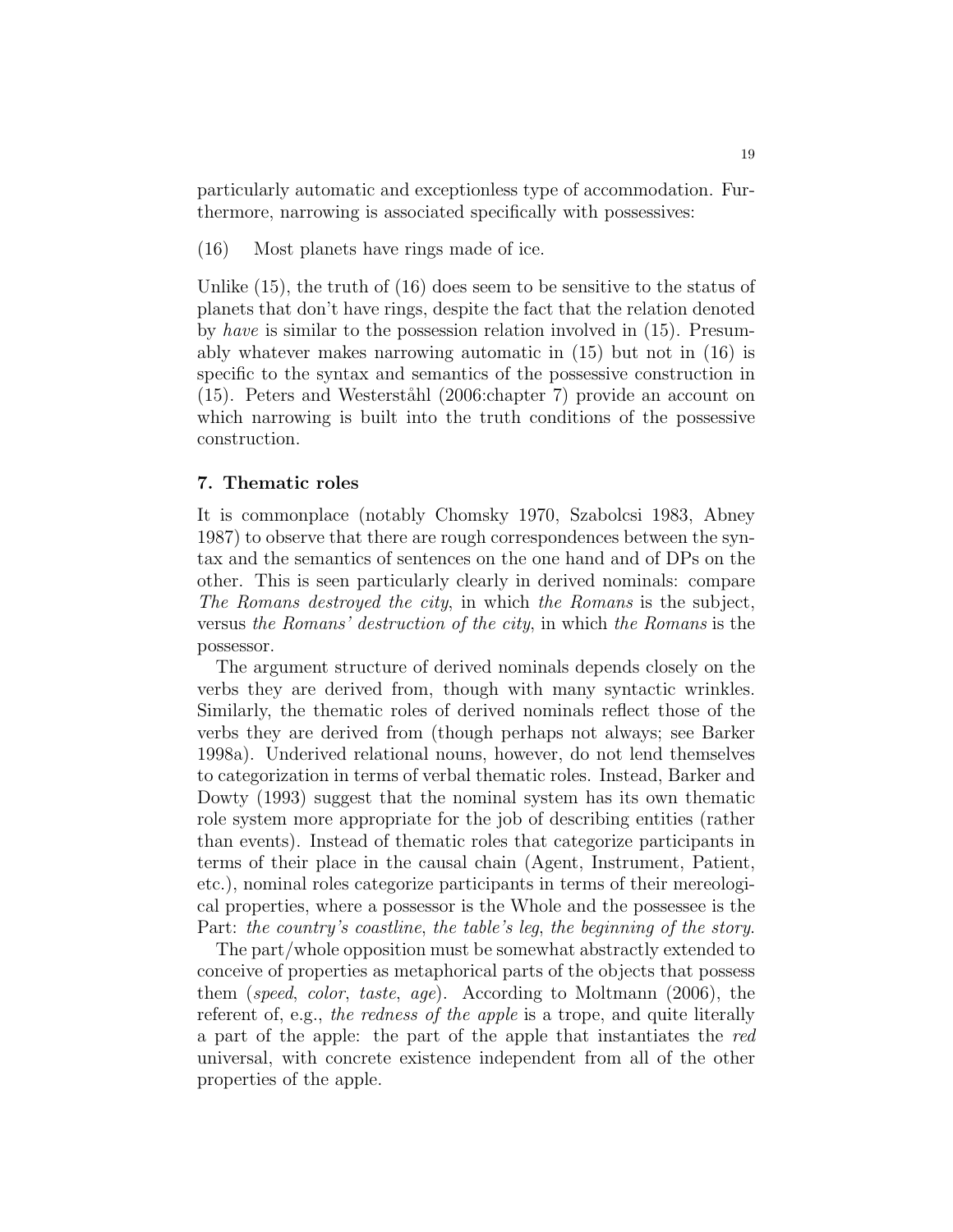particularly automatic and exceptionless type of accommodation. Furthermore, narrowing is associated specifically with possessives:

(16) Most planets have rings made of ice.

Unlike (15), the truth of (16) does seem to be sensitive to the status of planets that don't have rings, despite the fact that the relation denoted by *have* is similar to the possession relation involved in (15). Presumably whatever makes narrowing automatic in (15) but not in (16) is specific to the syntax and semantics of the possessive construction in (15). Peters and Westerståhl (2006:chapter 7) provide an account on which narrowing is built into the truth conditions of the possessive construction.

## 7. Thematic roles

It is commonplace (notably Chomsky 1970, Szabolcsi 1983, Abney 1987) to observe that there are rough correspondences between the syntax and the semantics of sentences on the one hand and of DPs on the other. This is seen particularly clearly in derived nominals: compare *The Romans destroyed the city*, in which *the Romans* is the subject, versus *the Romans' destruction of the city*, in which *the Romans* is the possessor.

The argument structure of derived nominals depends closely on the verbs they are derived from, though with many syntactic wrinkles. Similarly, the thematic roles of derived nominals reflect those of the verbs they are derived from (though perhaps not always; see Barker 1998a). Underived relational nouns, however, do not lend themselves to categorization in terms of verbal thematic roles. Instead, Barker and Dowty (1993) suggest that the nominal system has its own thematic role system more appropriate for the job of describing entities (rather than events). Instead of thematic roles that categorize participants in terms of their place in the causal chain (Agent, Instrument, Patient, etc.), nominal roles categorize participants in terms of their mereological properties, where a possessor is the Whole and the possessee is the Part: *the country's coastline*, *the table's leg*, *the beginning of the story*.

The part/whole opposition must be somewhat abstractly extended to conceive of properties as metaphorical parts of the objects that possess them (*speed*, *color*, *taste*, *age*). According to Moltmann (2006), the referent of, e.g., *the redness of the apple* is a trope, and quite literally a part of the apple: the part of the apple that instantiates the *red* universal, with concrete existence independent from all of the other properties of the apple.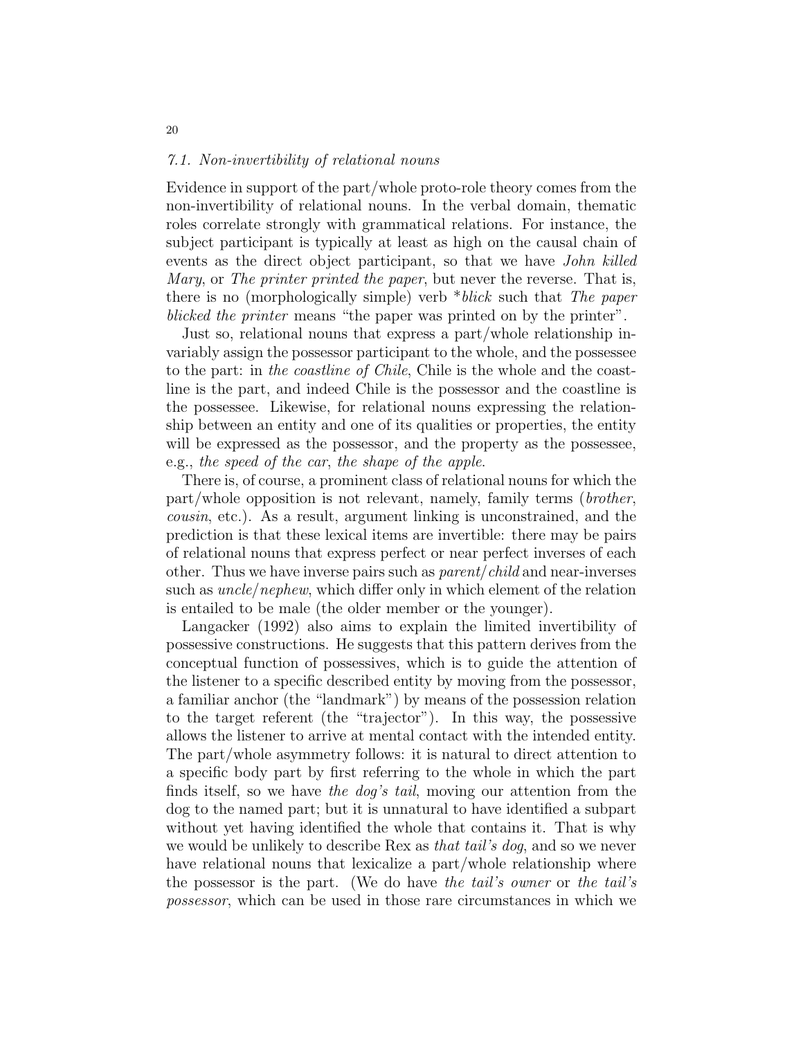*7.1. Non-invertibility of relational nouns*

Evidence in support of the part/whole proto-role theory comes from the non-invertibility of relational nouns. In the verbal domain, thematic roles correlate strongly with grammatical relations. For instance, the subject participant is typically at least as high on the causal chain of events as the direct object participant, so that we have *John killed Mary*, or *The printer printed the paper*, but never the reverse. That is, there is no (morphologically simple) verb \**blick* such that *The paper blicked the printer* means "the paper was printed on by the printer".

Just so, relational nouns that express a part/whole relationship invariably assign the possessor participant to the whole, and the possessee to the part: in *the coastline of Chile*, Chile is the whole and the coastline is the part, and indeed Chile is the possessor and the coastline is the possessee. Likewise, for relational nouns expressing the relationship between an entity and one of its qualities or properties, the entity will be expressed as the possessor, and the property as the possessee, e.g., *the speed of the car*, *the shape of the apple*.

There is, of course, a prominent class of relational nouns for which the part/whole opposition is not relevant, namely, family terms (*brother*, *cousin*, etc.). As a result, argument linking is unconstrained, and the prediction is that these lexical items are invertible: there may be pairs of relational nouns that express perfect or near perfect inverses of each other. Thus we have inverse pairs such as *parent*/*child* and near-inverses such as *uncle*/*nephew*, which differ only in which element of the relation is entailed to be male (the older member or the younger).

Langacker (1992) also aims to explain the limited invertibility of possessive constructions. He suggests that this pattern derives from the conceptual function of possessives, which is to guide the attention of the listener to a specific described entity by moving from the possessor, a familiar anchor (the "landmark") by means of the possession relation to the target referent (the "trajector"). In this way, the possessive allows the listener to arrive at mental contact with the intended entity. The part/whole asymmetry follows: it is natural to direct attention to a specific body part by first referring to the whole in which the part finds itself, so we have *the dog's tail*, moving our attention from the dog to the named part; but it is unnatural to have identified a subpart without yet having identified the whole that contains it. That is why we would be unlikely to describe Rex as *that tail's dog*, and so we never have relational nouns that lexicalize a part/whole relationship where the possessor is the part. (We do have *the tail's owner* or *the tail's possessor*, which can be used in those rare circumstances in which we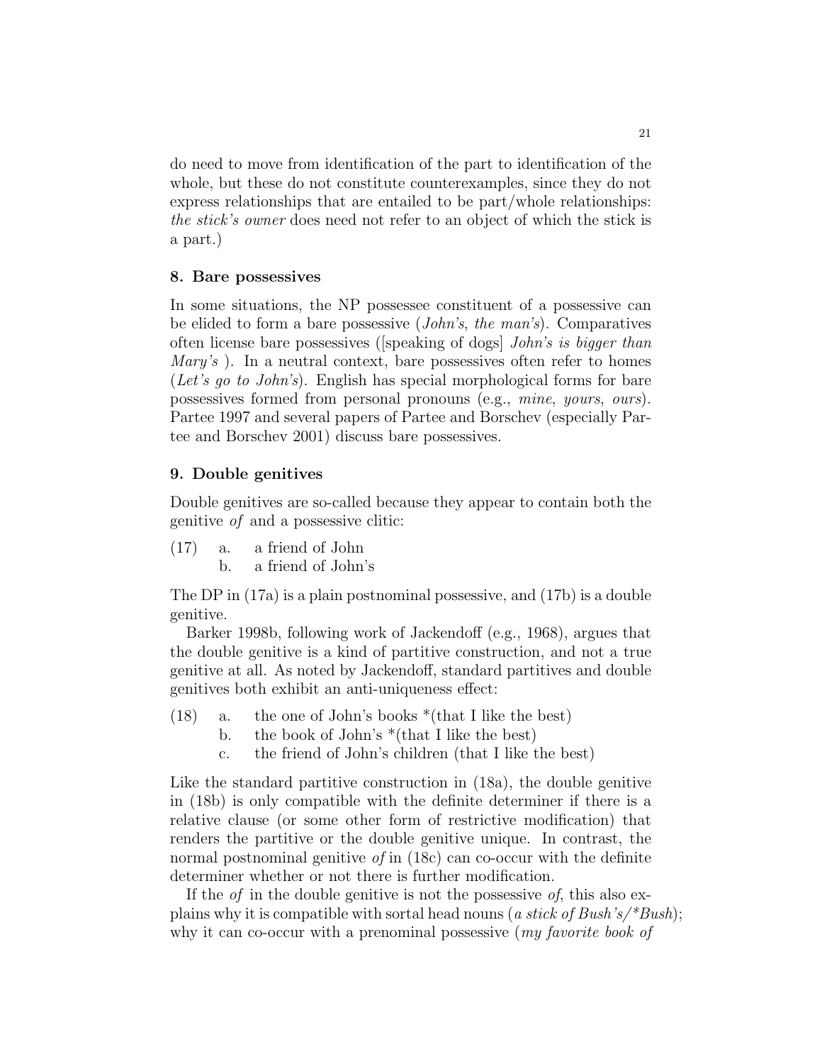do need to move from identification of the part to identification of the whole, but these do not constitute counterexamples, since they do not express relationships that are entailed to be part/whole relationships: *the stick's owner* does need not refer to an object of which the stick is a part.)

## 8. Bare possessives

In some situations, the NP possessee constituent of a possessive can be elided to form a bare possessive (*John's*, *the man's*). Comparatives often license bare possessives ([speaking of dogs] *John's is bigger than Mary's* ). In a neutral context, bare possessives often refer to homes (*Let's go to John's*). English has special morphological forms for bare possessives formed from personal pronouns (e.g., *mine*, *yours*, *ours*). Partee 1997 and several papers of Partee and Borschev (especially Partee and Borschev 2001) discuss bare possessives.

## 9. Double genitives

Double genitives are so-called because they appear to contain both the genitive *of* and a possessive clitic:

(17) a. a friend of John
  b. a friend of John's

The DP in (17a) is a plain postnominal possessive, and (17b) is a double genitive.

Barker 1998b, following work of Jackendoff (e.g., 1968), argues that the double genitive is a kind of partitive construction, and not a true genitive at all. As noted by Jackendoff, standard partitives and double genitives both exhibit an anti-uniqueness effect:

(18) a. the one of John's books *(that I like the best)
  b. the book of John's *(that I like the best)
  c. the friend of John's children (that I like the best)

Like the standard partitive construction in (18a), the double genitive in (18b) is only compatible with the definite determiner if there is a relative clause (or some other form of restrictive modification) that renders the partitive or the double genitive unique. In contrast, the normal postnominal genitive *of* in (18c) can co-occur with the definite determiner whether or not there is further modification.

If the *of* in the double genitive is not the possessive *of*, this also explains why it is compatible with sortal head nouns (*a stick of Bush's/*Bush*); why it can co-occur with a prenominal possessive (*my favorite book of*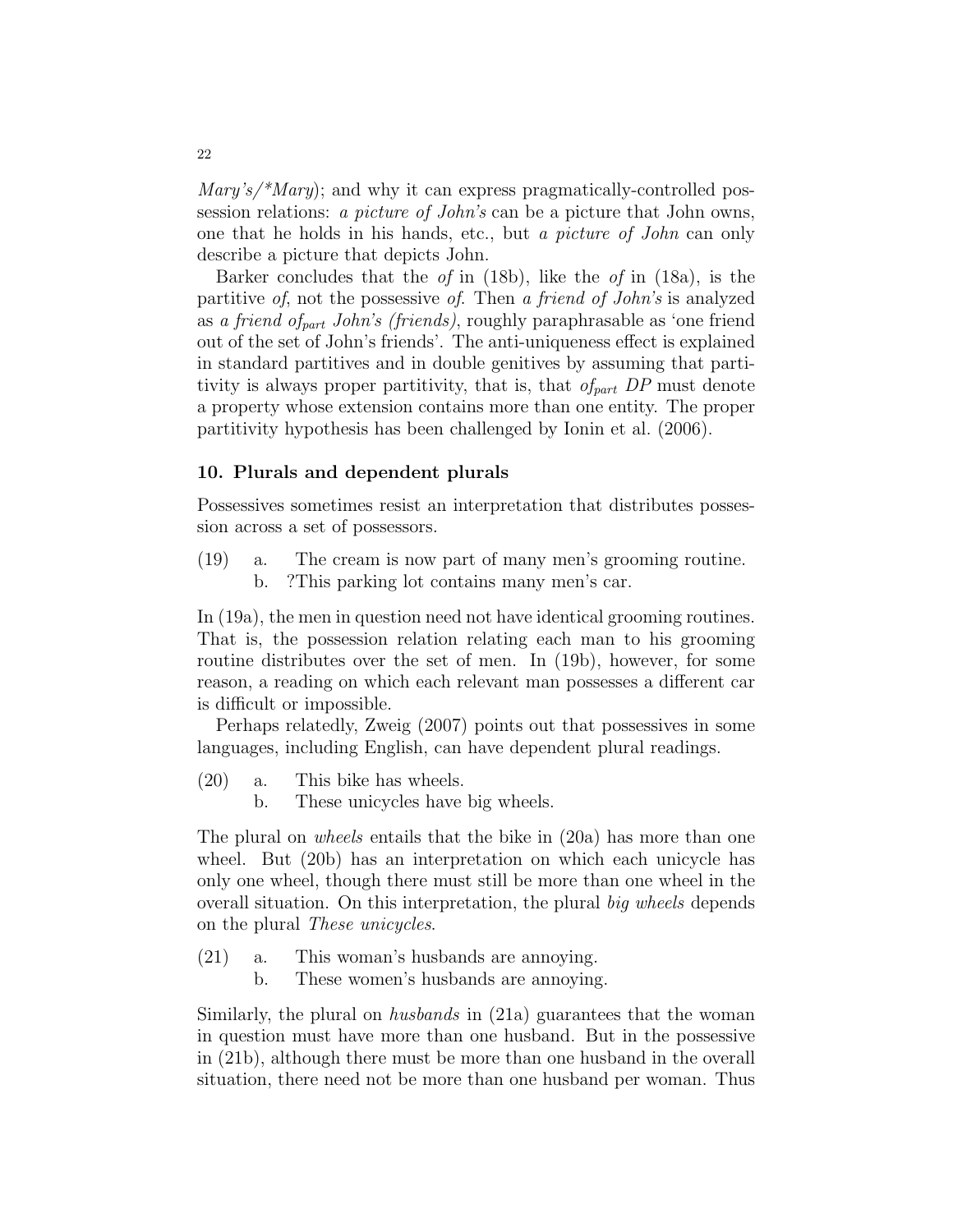*Mary's/\*Mary*); and why it can express pragmatically-controlled possession relations: *a picture of John's* can be a picture that John owns, one that he holds in his hands, etc., but *a picture of John* can only describe a picture that depicts John.

Barker concludes that the *of* in (18b), like the *of* in (18a), is the partitive *of*, not the possessive *of*. Then *a friend of John's* is analyzed as *a friend of*$_{part}$ *John's (friends)*, roughly paraphrasable as 'one friend out of the set of John's friends'. The anti-uniqueness effect is explained in standard partitives and in double genitives by assuming that partitivity is always proper partitivity, that is, that *of*$_{part}$ *DP* must denote a property whose extension contains more than one entity. The proper partitivity hypothesis has been challenged by Ionin et al. (2006).

## 10. Plurals and dependent plurals

Possessives sometimes resist an interpretation that distributes possession across a set of possessors.

(19) a. The cream is now part of many men's grooming routine.
 b. ?This parking lot contains many men's car.

In (19a), the men in question need not have identical grooming routines. That is, the possession relation relating each man to his grooming routine distributes over the set of men. In (19b), however, for some reason, a reading on which each relevant man possesses a different car is difficult or impossible.

Perhaps relatedly, Zweig (2007) points out that possessives in some languages, including English, can have dependent plural readings.

(20) a. This bike has wheels.
 b. These unicycles have big wheels.

The plural on *wheels* entails that the bike in (20a) has more than one wheel. But (20b) has an interpretation on which each unicycle has only one wheel, though there must still be more than one wheel in the overall situation. On this interpretation, the plural *big wheels* depends on the plural *These unicycles*.

(21) a. This woman's husbands are annoying.
 b. These women's husbands are annoying.

Similarly, the plural on *husbands* in (21a) guarantees that the woman in question must have more than one husband. But in the possessive in (21b), although there must be more than one husband in the overall situation, there need not be more than one husband per woman. Thus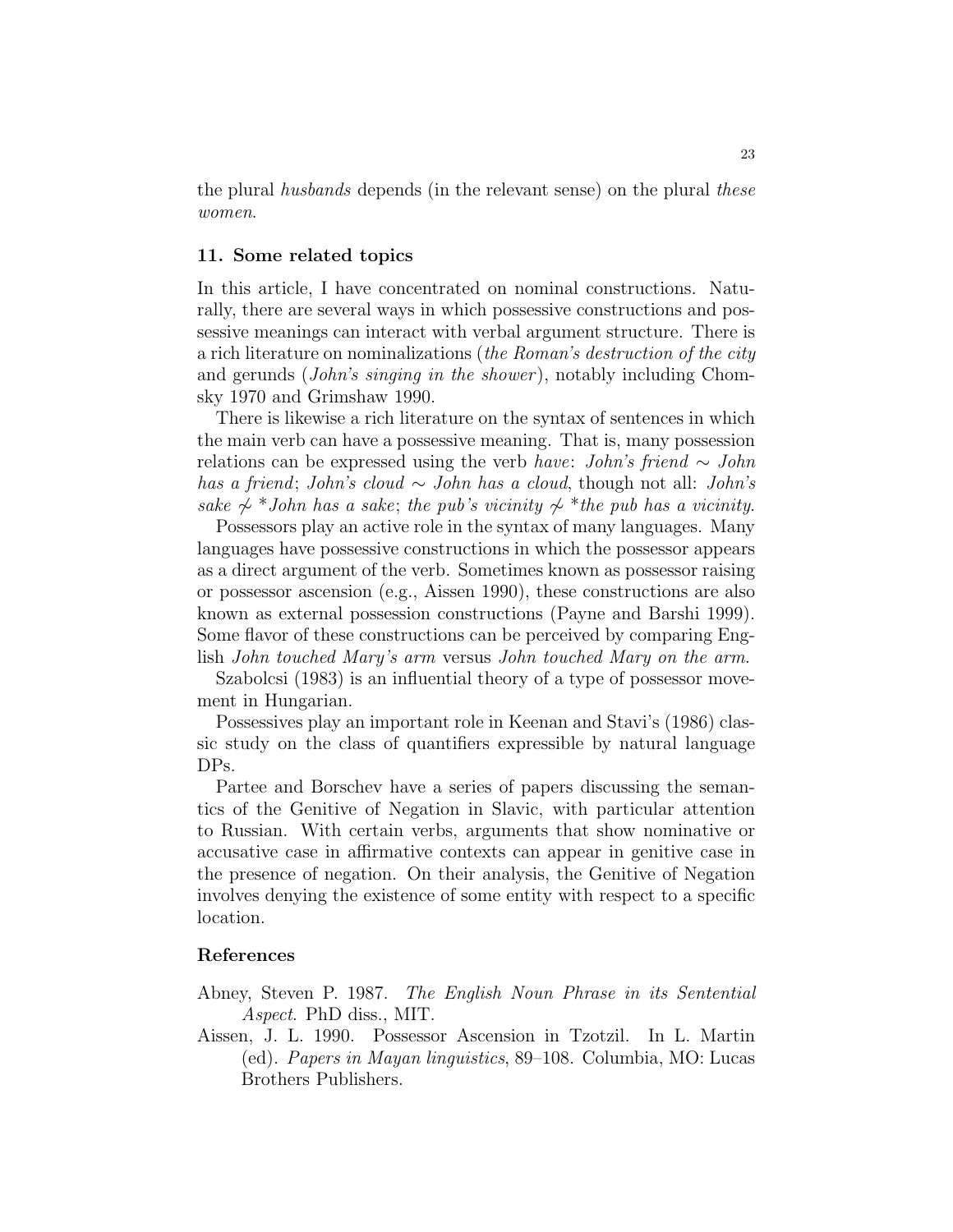the plural *husbands* depends (in the relevant sense) on the plural *these women*.

### 11. Some related topics

In this article, I have concentrated on nominal constructions. Naturally, there are several ways in which possessive constructions and possessive meanings can interact with verbal argument structure. There is a rich literature on nominalizations (*the Roman's destruction of the city* and gerunds (*John's singing in the shower*), notably including Chomsky 1970 and Grimshaw 1990.

There is likewise a rich literature on the syntax of sentences in which the main verb can have a possessive meaning. That is, many possession relations can be expressed using the verb *have*: *John's friend* $\sim$ *John has a friend*; *John's cloud* $\sim$ *John has a cloud*, though not all: *John's sake* $\not\sim$ \**John has a sake*; *the pub's vicinity* $\not\sim$ \**the pub has a vicinity*.

Possessors play an active role in the syntax of many languages. Many languages have possessive constructions in which the possessor appears as a direct argument of the verb. Sometimes known as possessor raising or possessor ascension (e.g., Aissen 1990), these constructions are also known as external possession constructions (Payne and Barshi 1999). Some flavor of these constructions can be perceived by comparing English *John touched Mary's arm* versus *John touched Mary on the arm*.

Szabolcsi (1983) is an influential theory of a type of possessor movement in Hungarian.

Possessives play an important role in Keenan and Stavi's (1986) classic study on the class of quantifiers expressible by natural language DPs.

Partee and Borschev have a series of papers discussing the semantics of the Genitive of Negation in Slavic, with particular attention to Russian. With certain verbs, arguments that show nominative or accusative case in affirmative contexts can appear in genitive case in the presence of negation. On their analysis, the Genitive of Negation involves denying the existence of some entity with respect to a specific location.

### References

Abney, Steven P. 1987. *The English Noun Phrase in its Sentential Aspect*. PhD diss., MIT.

Aissen, J. L. 1990. Possessor Ascension in Tzotzil. In L. Martin (ed). *Papers in Mayan linguistics*, 89–108. Columbia, MO: Lucas Brothers Publishers.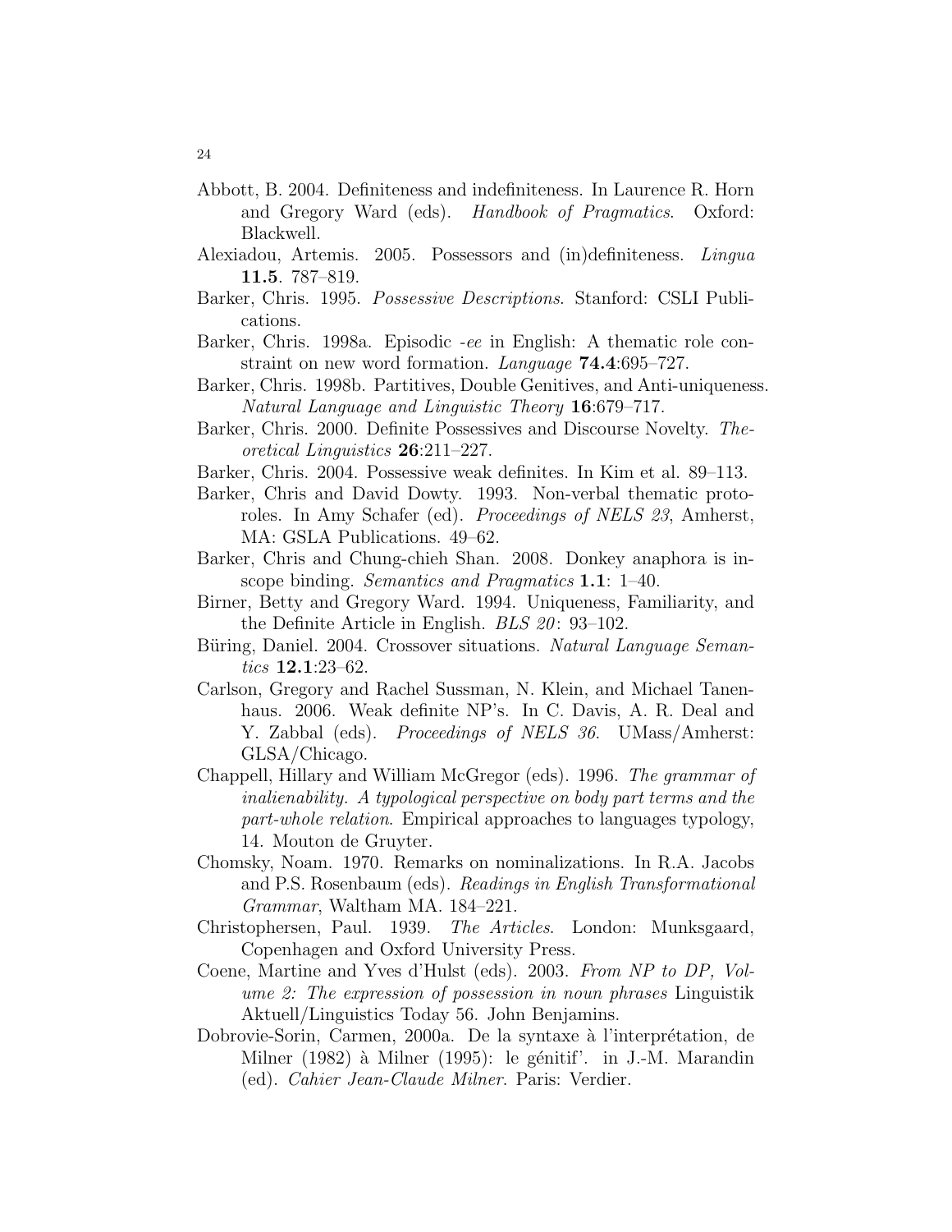Abbott, B. 2004. Definiteness and indefiniteness. In Laurence R. Horn and Gregory Ward (eds). *Handbook of Pragmatics*. Oxford: Blackwell.

Alexiadou, Artemis. 2005. Possessors and (in)definiteness. *Lingua* **11.5**. 787–819.

Barker, Chris. 1995. *Possessive Descriptions*. Stanford: CSLI Publications.

Barker, Chris. 1998a. Episodic *-ee* in English: A thematic role constraint on new word formation. *Language* **74.4**:695–727.

Barker, Chris. 1998b. Partitives, Double Genitives, and Anti-uniqueness. *Natural Language and Linguistic Theory* **16**:679–717.

Barker, Chris. 2000. Definite Possessives and Discourse Novelty. *Theoretical Linguistics* **26**:211–227.

Barker, Chris. 2004. Possessive weak definites. In Kim et al. 89–113.

Barker, Chris and David Dowty. 1993. Non-verbal thematic proto-roles. In Amy Schafer (ed). *Proceedings of NELS 23*, Amherst, MA: GSLA Publications. 49–62.

Barker, Chris and Chung-chieh Shan. 2008. Donkey anaphora is in-scope binding. *Semantics and Pragmatics* **1.1**: 1–40.

Birner, Betty and Gregory Ward. 1994. Uniqueness, Familiarity, and the Definite Article in English. *BLS 20*: 93–102.

Büring, Daniel. 2004. Crossover situations. *Natural Language Semantics* **12.1**:23–62.

Carlson, Gregory and Rachel Sussman, N. Klein, and Michael Tanenhaus. 2006. Weak definite NP's. In C. Davis, A. R. Deal and Y. Zabbal (eds). *Proceedings of NELS 36*. UMass/Amherst: GLSA/Chicago.

Chappell, Hillary and William McGregor (eds). 1996. *The grammar of inalienability. A typological perspective on body part terms and the part-whole relation*. Empirical approaches to languages typology, 14. Mouton de Gruyter.

Chomsky, Noam. 1970. Remarks on nominalizations. In R.A. Jacobs and P.S. Rosenbaum (eds). *Readings in English Transformational Grammar*, Waltham MA. 184–221.

Christophersen, Paul. 1939. *The Articles*. London: Munksgaard, Copenhagen and Oxford University Press.

Coene, Martine and Yves d'Hulst (eds). 2003. *From NP to DP, Volume 2: The expression of possession in noun phrases* Linguistik Aktuell/Linguistics Today 56. John Benjamins.

Dobrovie-Sorin, Carmen, 2000a. De la syntaxe à l'interprétation, de Milner (1982) à Milner (1995): le génitif'. in J.-M. Marandin (ed). *Cahier Jean-Claude Milner*. Paris: Verdier.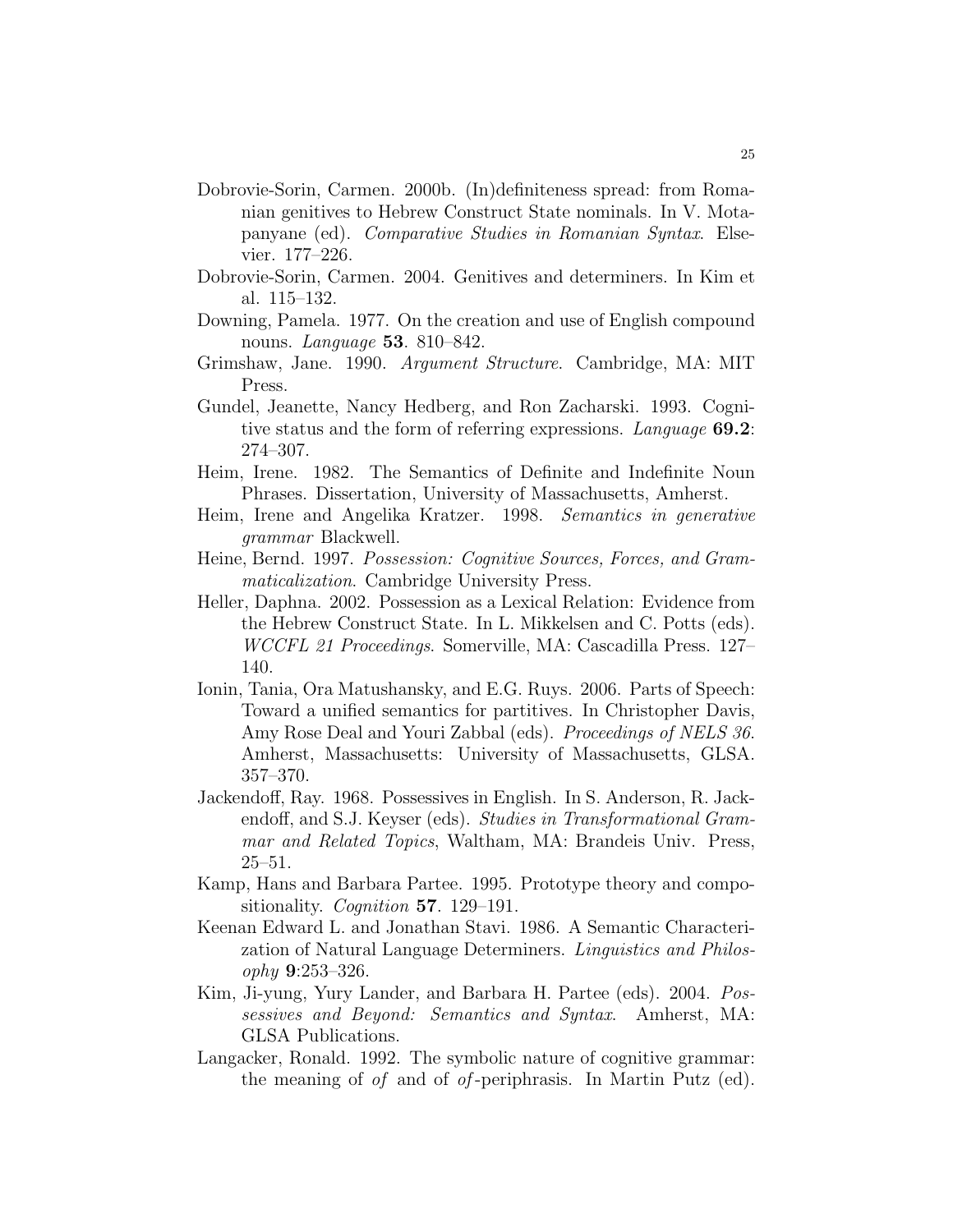Dobrovie-Sorin, Carmen. 2000b. (In)definiteness spread: from Romanian genitives to Hebrew Construct State nominals. In V. Motapanyane (ed). *Comparative Studies in Romanian Syntax*. Elsevier. 177–226.

Dobrovie-Sorin, Carmen. 2004. Genitives and determiners. In Kim et al. 115–132.

Downing, Pamela. 1977. On the creation and use of English compound nouns. *Language* **53**. 810–842.

Grimshaw, Jane. 1990. *Argument Structure*. Cambridge, MA: MIT Press.

Gundel, Jeanette, Nancy Hedberg, and Ron Zacharski. 1993. Cognitive status and the form of referring expressions. *Language* **69.2**: 274–307.

Heim, Irene. 1982. The Semantics of Definite and Indefinite Noun Phrases. Dissertation, University of Massachusetts, Amherst.

Heim, Irene and Angelika Kratzer. 1998. *Semantics in generative grammar* Blackwell.

Heine, Bernd. 1997. *Possession: Cognitive Sources, Forces, and Grammaticalization*. Cambridge University Press.

Heller, Daphna. 2002. Possession as a Lexical Relation: Evidence from the Hebrew Construct State. In L. Mikkelsen and C. Potts (eds). *WCCFL 21 Proceedings*. Somerville, MA: Cascadilla Press. 127–140.

Ionin, Tania, Ora Matushansky, and E.G. Ruys. 2006. Parts of Speech: Toward a unified semantics for partitives. In Christopher Davis, Amy Rose Deal and Youri Zabbal (eds). *Proceedings of NELS 36*. Amherst, Massachusetts: University of Massachusetts, GLSA. 357–370.

Jackendoff, Ray. 1968. Possessives in English. In S. Anderson, R. Jackendoff, and S.J. Keyser (eds). *Studies in Transformational Grammar and Related Topics*, Waltham, MA: Brandeis Univ. Press, 25–51.

Kamp, Hans and Barbara Partee. 1995. Prototype theory and compositionality. *Cognition* **57**. 129–191.

Keenan Edward L. and Jonathan Stavi. 1986. A Semantic Characterization of Natural Language Determiners. *Linguistics and Philosophy* **9**:253–326.

Kim, Ji-yung, Yury Lander, and Barbara H. Partee (eds). 2004. *Possessives and Beyond: Semantics and Syntax*. Amherst, MA: GLSA Publications.

Langacker, Ronald. 1992. The symbolic nature of cognitive grammar: the meaning of *of* and of *of*-periphrasis. In Martin Putz (ed).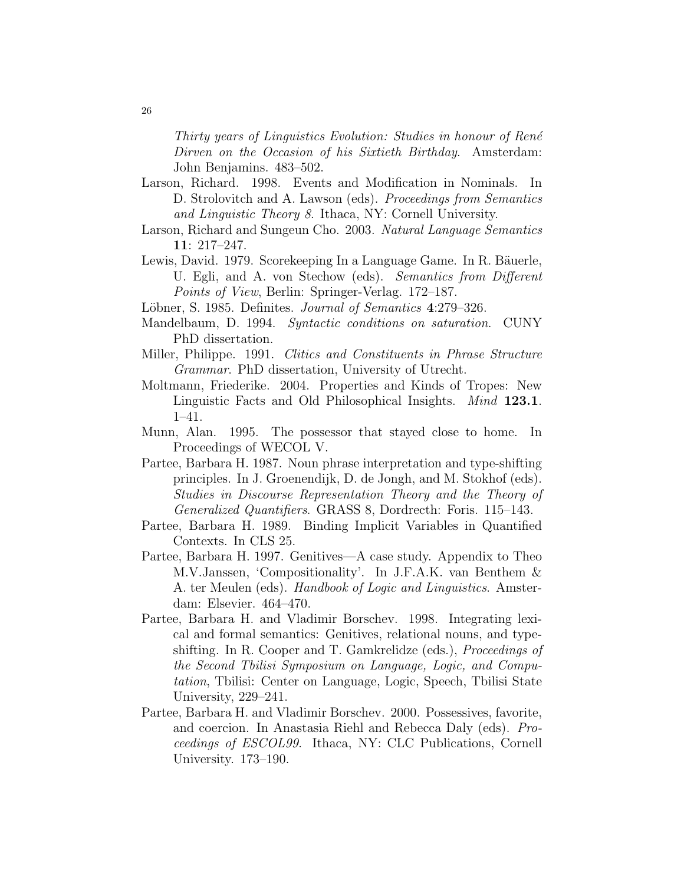*Thirty years of Linguistics Evolution: Studies in honour of René Dirven on the Occasion of his Sixtieth Birthday*. Amsterdam: John Benjamins. 483–502.

Larson, Richard. 1998. Events and Modification in Nominals. In D. Strolovitch and A. Lawson (eds). *Proceedings from Semantics and Linguistic Theory 8*. Ithaca, NY: Cornell University.

Larson, Richard and Sungeun Cho. 2003. *Natural Language Semantics* **11**: 217–247.

Lewis, David. 1979. Scorekeeping In a Language Game. In R. Bäuerle, U. Egli, and A. von Stechow (eds). *Semantics from Different Points of View*, Berlin: Springer-Verlag. 172–187.

Löbner, S. 1985. Definites. *Journal of Semantics* **4**:279–326.

Mandelbaum, D. 1994. *Syntactic conditions on saturation*. CUNY PhD dissertation.

Miller, Philippe. 1991. *Clitics and Constituents in Phrase Structure Grammar*. PhD dissertation, University of Utrecht.

Moltmann, Friederike. 2004. Properties and Kinds of Tropes: New Linguistic Facts and Old Philosophical Insights. *Mind* **123.1**. 1–41.

Munn, Alan. 1995. The possessor that stayed close to home. In Proceedings of WECOL V.

Partee, Barbara H. 1987. Noun phrase interpretation and type-shifting principles. In J. Groenendijk, D. de Jongh, and M. Stokhof (eds). *Studies in Discourse Representation Theory and the Theory of Generalized Quantifiers*. GRASS 8, Dordrecth: Foris. 115–143.

Partee, Barbara H. 1989. Binding Implicit Variables in Quantified Contexts. In CLS 25.

Partee, Barbara H. 1997. Genitives—A case study. Appendix to Theo M.V.Janssen, 'Compositionality'. In J.F.A.K. van Benthem & A. ter Meulen (eds). *Handbook of Logic and Linguistics*. Amsterdam: Elsevier. 464–470.

Partee, Barbara H. and Vladimir Borschev. 1998. Integrating lexical and formal semantics: Genitives, relational nouns, and type-shifting. In R. Cooper and T. Gamkrelidze (eds.), *Proceedings of the Second Tbilisi Symposium on Language, Logic, and Computation*, Tbilisi: Center on Language, Logic, Speech, Tbilisi State University, 229–241.

Partee, Barbara H. and Vladimir Borschev. 2000. Possessives, favorite, and coercion. In Anastasia Riehl and Rebecca Daly (eds). *Proceedings of ESCOL99*. Ithaca, NY: CLC Publications, Cornell University. 173–190.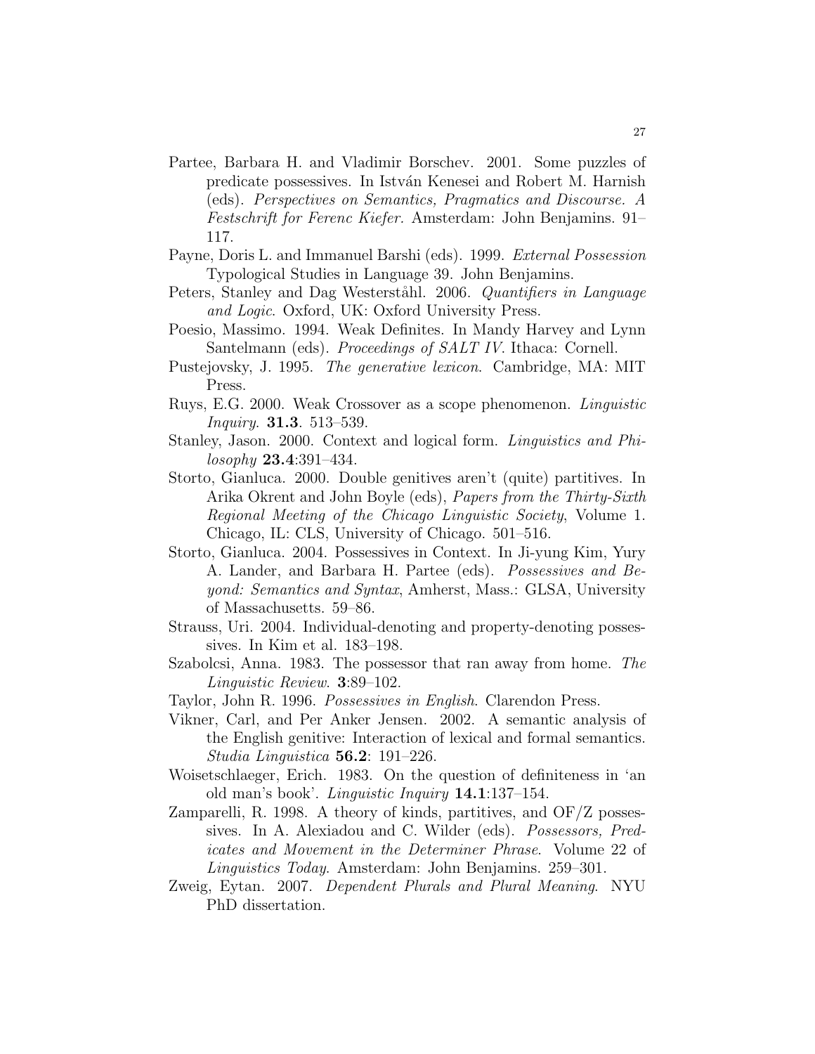Partee, Barbara H. and Vladimir Borschev. 2001. Some puzzles of predicate possessives. In István Kenesei and Robert M. Harnish (eds). *Perspectives on Semantics, Pragmatics and Discourse. A Festschrift for Ferenc Kiefer.* Amsterdam: John Benjamins. 91–117.

Payne, Doris L. and Immanuel Barshi (eds). 1999. *External Possession* Typological Studies in Language 39. John Benjamins.

Peters, Stanley and Dag Westerståhl. 2006. *Quantifiers in Language and Logic*. Oxford, UK: Oxford University Press.

Poesio, Massimo. 1994. Weak Definites. In Mandy Harvey and Lynn Santelmann (eds). *Proceedings of SALT IV*. Ithaca: Cornell.

Pustejovsky, J. 1995. *The generative lexicon*. Cambridge, MA: MIT Press.

Ruys, E.G. 2000. Weak Crossover as a scope phenomenon. *Linguistic Inquiry*. **31.3**. 513–539.

Stanley, Jason. 2000. Context and logical form. *Linguistics and Philosophy* **23.4**:391–434.

Storto, Gianluca. 2000. Double genitives aren't (quite) partitives. In Arika Okrent and John Boyle (eds), *Papers from the Thirty-Sixth Regional Meeting of the Chicago Linguistic Society*, Volume 1. Chicago, IL: CLS, University of Chicago. 501–516.

Storto, Gianluca. 2004. Possessives in Context. In Ji-yung Kim, Yury A. Lander, and Barbara H. Partee (eds). *Possessives and Beyond: Semantics and Syntax*, Amherst, Mass.: GLSA, University of Massachusetts. 59–86.

Strauss, Uri. 2004. Individual-denoting and property-denoting possessives. In Kim et al. 183–198.

Szabolcsi, Anna. 1983. The possessor that ran away from home. *The Linguistic Review*. **3**:89–102.

Taylor, John R. 1996. *Possessives in English*. Clarendon Press.

Vikner, Carl, and Per Anker Jensen. 2002. A semantic analysis of the English genitive: Interaction of lexical and formal semantics. *Studia Linguistica* **56.2**: 191–226.

Woisetschlaeger, Erich. 1983. On the question of definiteness in 'an old man's book'. *Linguistic Inquiry* **14.1**:137–154.

Zamparelli, R. 1998. A theory of kinds, partitives, and OF/Z possessives. In A. Alexiadou and C. Wilder (eds). *Possessors, Predicates and Movement in the Determiner Phrase*. Volume 22 of *Linguistics Today*. Amsterdam: John Benjamins. 259–301.

Zweig, Eytan. 2007. *Dependent Plurals and Plural Meaning*. NYU PhD dissertation.